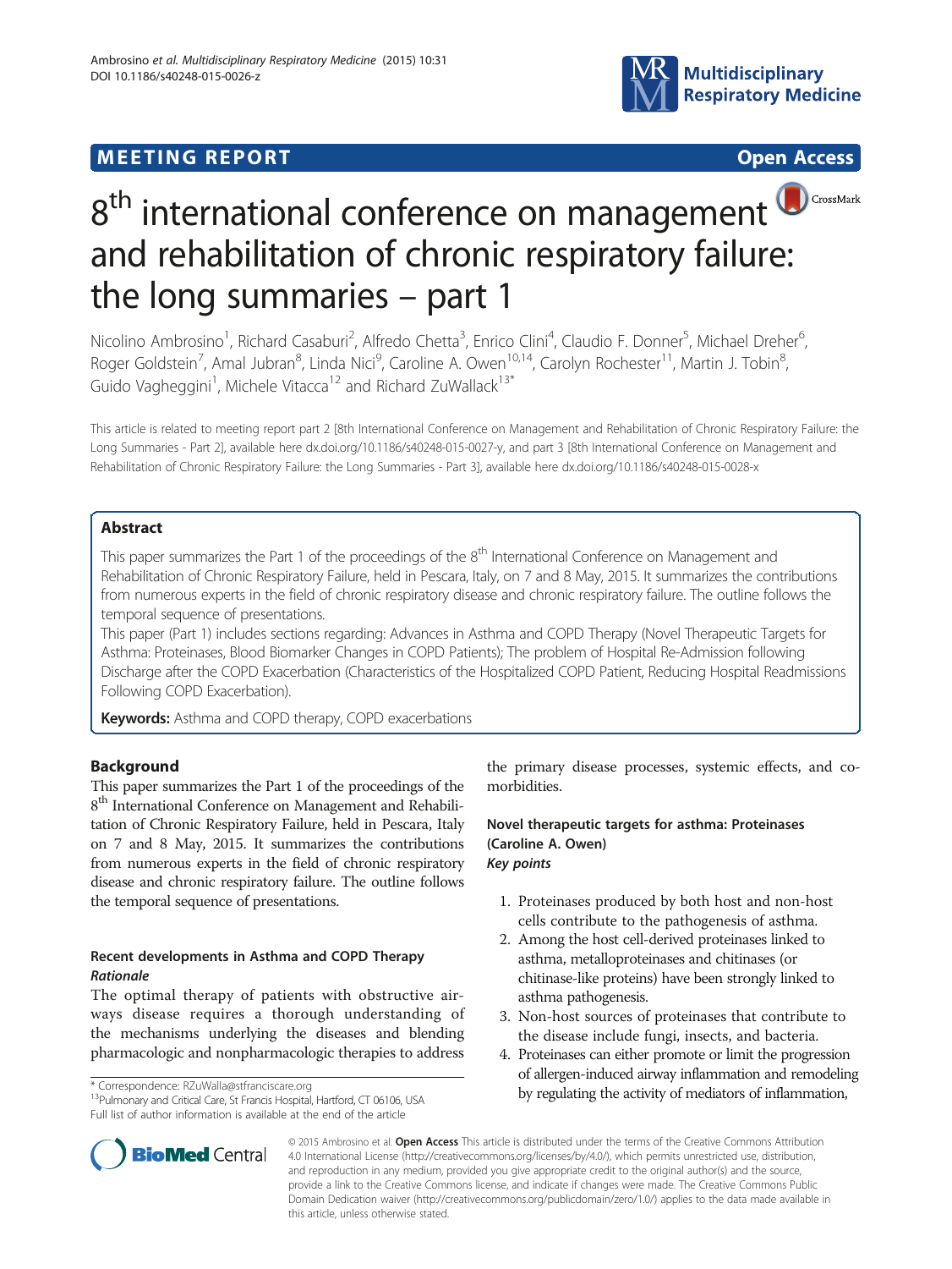MEETING REPORT

Open Access

# 8th international conference on management and rehabilitation of chronic respiratory failure: the long summaries – part 1

Nicolino Ambrosino[1], Richard Casaburi[2], Alfredo Chetta[3], Enrico Clini[4], Claudio F. Donner[5], Michael Dreher[6], Roger Goldstein[7], Amal Jubran[8], Linda Nici[9], Caroline A. Owen[10,14], Carolyn Rochester[11], Martin J. Tobin[8], Guido Vagheggini[1], Michele Vitacca[12] and Richard ZuWallack[13*]

This article is related to meeting report part 2 [8th International Conference on Management and Rehabilitation of Chronic Respiratory Failure: the Long Summaries - Part 2], available here dx.doi.org/10.1186/s40248-015-0027-y, and part 3 [8th International Conference on Management and Rehabilitation of Chronic Respiratory Failure: the Long Summaries - Part 3], available here dx.doi.org/10.1186/s40248-015-0028-x

## Abstract

This paper summarizes the Part 1 of the proceedings of the 8th International Conference on Management and Rehabilitation of Chronic Respiratory Failure, held in Pescara, Italy, on 7 and 8 May, 2015. It summarizes the contributions from numerous experts in the field of chronic respiratory disease and chronic respiratory failure. The outline follows the temporal sequence of presentations.

This paper (Part 1) includes sections regarding: Advances in Asthma and COPD Therapy (Novel Therapeutic Targets for Asthma: Proteinases, Blood Biomarker Changes in COPD Patients); The problem of Hospital Re-Admission following Discharge after the COPD Exacerbation (Characteristics of the Hospitalized COPD Patient, Reducing Hospital Readmissions Following COPD Exacerbation).

**Keywords:** Asthma and COPD therapy, COPD exacerbations

## Background

This paper summarizes the Part 1 of the proceedings of the 8th International Conference on Management and Rehabilitation of Chronic Respiratory Failure, held in Pescara, Italy on 7 and 8 May, 2015. It summarizes the contributions from numerous experts in the field of chronic respiratory disease and chronic respiratory failure. The outline follows the temporal sequence of presentations.

## Recent developments in Asthma and COPD Therapy

### *Rationale*

The optimal therapy of patients with obstructive airways disease requires a thorough understanding of the mechanisms underlying the diseases and blending pharmacologic and nonpharmacologic therapies to address the primary disease processes, systemic effects, and co-morbidities.

### Novel therapeutic targets for asthma: Proteinases (Caroline A. Owen)

#### *Key points*

1. Proteinases produced by both host and non-host cells contribute to the pathogenesis of asthma.
2. Among the host cell-derived proteinases linked to asthma, metalloproteinases and chitinases (or chitinase-like proteins) have been strongly linked to asthma pathogenesis.
3. Non-host sources of proteinases that contribute to the disease include fungi, insects, and bacteria.
4. Proteinases can either promote or limit the progression of allergen-induced airway inflammation and remodeling by regulating the activity of mediators of inflammation,

* Correspondence: RZuWalla@stfranciscare.org
[13]Pulmonary and Critical Care, St Francis Hospital, Hartford, CT 06106, USA
Full list of author information is available at the end of the article

© 2015 Ambrosino et al. **Open Access** This article is distributed under the terms of the Creative Commons Attribution 4.0 International License (http://creativecommons.org/licenses/by/4.0/), which permits unrestricted use, distribution, and reproduction in any medium, provided you give appropriate credit to the original author(s) and the source, provide a link to the Creative Commons license, and indicate if changes were made. The Creative Commons Public Domain Dedication waiver (http://creativecommons.org/publicdomain/zero/1.0/) applies to the data made available in this article, unless otherwise stated.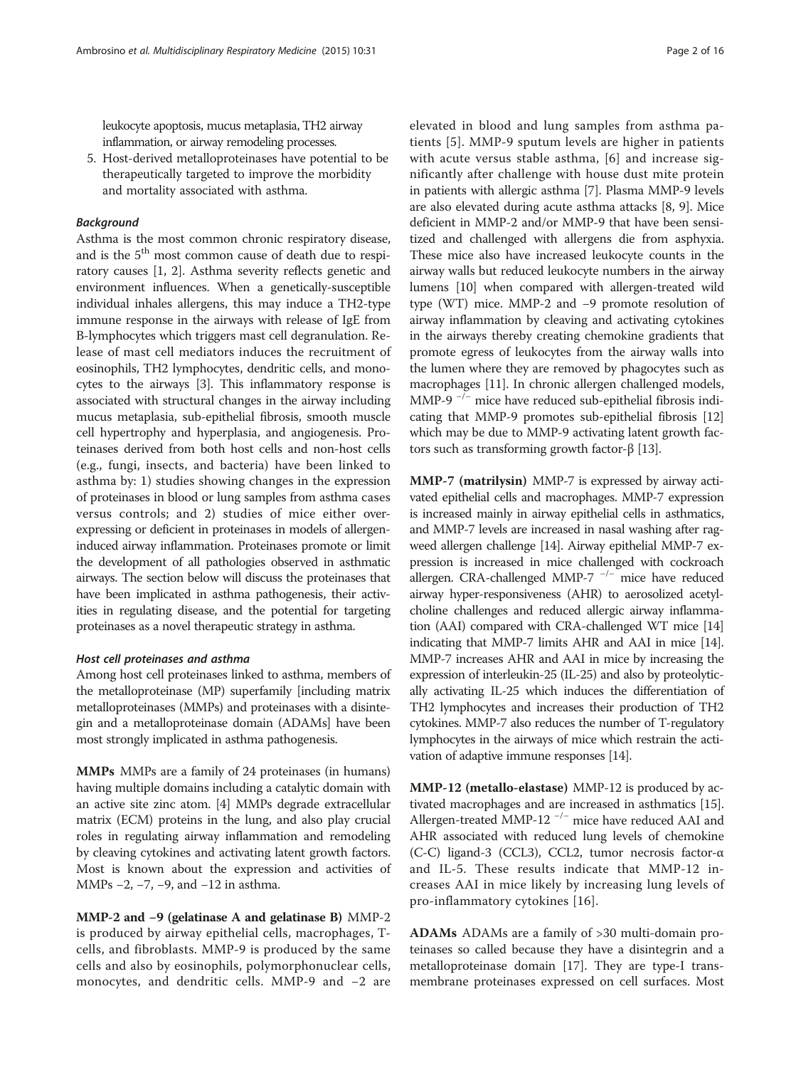leukocyte apoptosis, mucus metaplasia, TH2 airway inflammation, or airway remodeling processes.

5. Host-derived metalloproteinases have potential to be therapeutically targeted to improve the morbidity and mortality associated with asthma.

### Background

Asthma is the most common chronic respiratory disease, and is the 5th most common cause of death due to respiratory causes [1, 2]. Asthma severity reflects genetic and environment influences. When a genetically-susceptible individual inhales allergens, this may induce a TH2-type immune response in the airways with release of IgE from B-lymphocytes which triggers mast cell degranulation. Release of mast cell mediators induces the recruitment of eosinophils, TH2 lymphocytes, dendritic cells, and monocytes to the airways [3]. This inflammatory response is associated with structural changes in the airway including mucus metaplasia, sub-epithelial fibrosis, smooth muscle cell hypertrophy and hyperplasia, and angiogenesis. Proteinases derived from both host cells and non-host cells (e.g., fungi, insects, and bacteria) have been linked to asthma by: 1) studies showing changes in the expression of proteinases in blood or lung samples from asthma cases versus controls; and 2) studies of mice either overexpressing or deficient in proteinases in models of allergen-induced airway inflammation. Proteinases promote or limit the development of all pathologies observed in asthmatic airways. The section below will discuss the proteinases that have been implicated in asthma pathogenesis, their activities in regulating disease, and the potential for targeting proteinases as a novel therapeutic strategy in asthma.

#### Host cell proteinases and asthma

Among host cell proteinases linked to asthma, members of the metalloproteinase (MP) superfamily [including matrix metalloproteinases (MMPs) and proteinases with a disintegin and a metalloproteinase domain (ADAMs] have been most strongly implicated in asthma pathogenesis.

**MMPs** MMPs are a family of 24 proteinases (in humans) having multiple domains including a catalytic domain with an active site zinc atom. [4] MMPs degrade extracellular matrix (ECM) proteins in the lung, and also play crucial roles in regulating airway inflammation and remodeling by cleaving cytokines and activating latent growth factors. Most is known about the expression and activities of MMPs −2, −7, −9, and −12 in asthma.

**MMP-2 and −9 (gelatinase A and gelatinase B)** MMP-2 is produced by airway epithelial cells, macrophages, T-cells, and fibroblasts. MMP-9 is produced by the same cells and also by eosinophils, polymorphonuclear cells, monocytes, and dendritic cells. MMP-9 and −2 are elevated in blood and lung samples from asthma patients [5]. MMP-9 sputum levels are higher in patients with acute versus stable asthma, [6] and increase significantly after challenge with house dust mite protein in patients with allergic asthma [7]. Plasma MMP-9 levels are also elevated during acute asthma attacks [8, 9]. Mice deficient in MMP-2 and/or MMP-9 that have been sensitized and challenged with allergens die from asphyxia. These mice also have increased leukocyte counts in the airway walls but reduced leukocyte numbers in the airway lumens [10] when compared with allergen-treated wild type (WT) mice. MMP-2 and −9 promote resolution of airway inflammation by cleaving and activating cytokines in the airways thereby creating chemokine gradients that promote egress of leukocytes from the airway walls into the lumen where they are removed by phagocytes such as macrophages [11]. In chronic allergen challenged models, MMP-9 $^{-/-}$ mice have reduced sub-epithelial fibrosis indicating that MMP-9 promotes sub-epithelial fibrosis [12] which may be due to MMP-9 activating latent growth factors such as transforming growth factor-β [13].

**MMP-7 (matrilysin)** MMP-7 is expressed by airway activated epithelial cells and macrophages. MMP-7 expression is increased mainly in airway epithelial cells in asthmatics, and MMP-7 levels are increased in nasal washing after ragweed allergen challenge [14]. Airway epithelial MMP-7 expression is increased in mice challenged with cockroach allergen. CRA-challenged MMP-7 $^{-/-}$ mice have reduced airway hyper-responsiveness (AHR) to aerosolized acetylcholine challenges and reduced allergic airway inflammation (AAI) compared with CRA-challenged WT mice [14] indicating that MMP-7 limits AHR and AAI in mice [14]. MMP-7 increases AHR and AAI in mice by increasing the expression of interleukin-25 (IL-25) and also by proteolytically activating IL-25 which induces the differentiation of TH2 lymphocytes and increases their production of TH2 cytokines. MMP-7 also reduces the number of T-regulatory lymphocytes in the airways of mice which restrain the activation of adaptive immune responses [14].

**MMP-12 (metallo-elastase)** MMP-12 is produced by activated macrophages and are increased in asthmatics [15]. Allergen-treated MMP-12 $^{-/-}$ mice have reduced AAI and AHR associated with reduced lung levels of chemokine (C-C) ligand-3 (CCL3), CCL2, tumor necrosis factor-α and IL-5. These results indicate that MMP-12 increases AAI in mice likely by increasing lung levels of pro-inflammatory cytokines [16].

**ADAMs** ADAMs are a family of >30 multi-domain proteinases so called because they have a disintegrin and a metalloproteinase domain [17]. They are type-I transmembrane proteinases expressed on cell surfaces. Most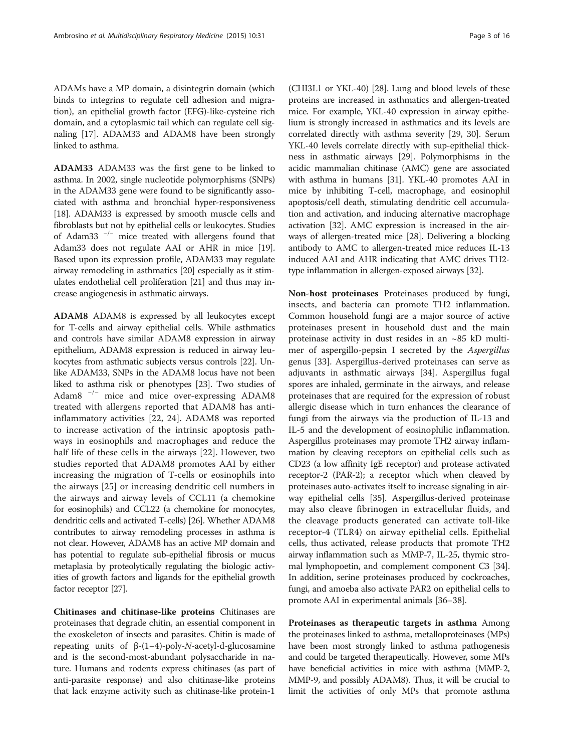ADAMs have a MP domain, a disintegrin domain (which binds to integrins to regulate cell adhesion and migration), an epithelial growth factor (EFG)-like-cysteine rich domain, and a cytoplasmic tail which can regulate cell signaling [17]. ADAM33 and ADAM8 have been strongly linked to asthma.

**ADAM33** ADAM33 was the first gene to be linked to asthma. In 2002, single nucleotide polymorphisms (SNPs) in the ADAM33 gene were found to be significantly associated with asthma and bronchial hyper-responsiveness [18]. ADAM33 is expressed by smooth muscle cells and fibroblasts but not by epithelial cells or leukocytes. Studies of Adam33 $^{-/-}$ mice treated with allergens found that Adam33 does not regulate AAI or AHR in mice [19]. Based upon its expression profile, ADAM33 may regulate airway remodeling in asthmatics [20] especially as it stimulates endothelial cell proliferation [21] and thus may increase angiogenesis in asthmatic airways.

**ADAM8** ADAM8 is expressed by all leukocytes except for T-cells and airway epithelial cells. While asthmatics and controls have similar ADAM8 expression in airway epithelium, ADAM8 expression is reduced in airway leukocytes from asthmatic subjects versus controls [22]. Unlike ADAM33, SNPs in the ADAM8 locus have not been liked to asthma risk or phenotypes [23]. Two studies of Adam8 $^{-/-}$ mice and mice over-expressing ADAM8 treated with allergens reported that ADAM8 has anti-inflammatory activities [22, 24]. ADAM8 was reported to increase activation of the intrinsic apoptosis pathways in eosinophils and macrophages and reduce the half life of these cells in the airways [22]. However, two studies reported that ADAM8 promotes AAI by either increasing the migration of T-cells or eosinophils into the airways [25] or increasing dendritic cell numbers in the airways and airway levels of CCL11 (a chemokine for eosinophils) and CCL22 (a chemokine for monocytes, dendritic cells and activated T-cells) [26]. Whether ADAM8 contributes to airway remodeling processes in asthma is not clear. However, ADAM8 has an active MP domain and has potential to regulate sub-epithelial fibrosis or mucus metaplasia by proteolytically regulating the biologic activities of growth factors and ligands for the epithelial growth factor receptor [27].

**Chitinases and chitinase-like proteins** Chitinases are proteinases that degrade chitin, an essential component in the exoskeleton of insects and parasites. Chitin is made of repeating units of β-(1–4)-poly-*N*-acetyl-d-glucosamine and is the second-most-abundant polysaccharide in nature. Humans and rodents express chitinases (as part of anti-parasite response) and also chitinase-like proteins that lack enzyme activity such as chitinase-like protein-1 (CHI3L1 or YKL-40) [28]. Lung and blood levels of these proteins are increased in asthmatics and allergen-treated mice. For example, YKL-40 expression in airway epithelium is strongly increased in asthmatics and its levels are correlated directly with asthma severity [29, 30]. Serum YKL-40 levels correlate directly with sup-epithelial thickness in asthmatic airways [29]. Polymorphisms in the acidic mammalian chitinase (AMC) gene are associated with asthma in humans [31]. YKL-40 promotes AAI in mice by inhibiting T-cell, macrophage, and eosinophil apoptosis/cell death, stimulating dendritic cell accumulation and activation, and inducing alternative macrophage activation [32]. AMC expression is increased in the airways of allergen-treated mice [28]. Delivering a blocking antibody to AMC to allergen-treated mice reduces IL-13 induced AAI and AHR indicating that AMC drives TH2-type inflammation in allergen-exposed airways [32].

**Non-host proteinases** Proteinases produced by fungi, insects, and bacteria can promote TH2 inflammation. Common household fungi are a major source of active proteinases present in household dust and the main proteinase activity in dust resides in an ~85 kD multimer of aspergillo-pepsin I secreted by the *Aspergillus* genus [33]. Aspergillus-derived proteinases can serve as adjuvants in asthmatic airways [34]. Aspergillus fugal spores are inhaled, germinate in the airways, and release proteinases that are required for the expression of robust allergic disease which in turn enhances the clearance of fungi from the airways via the production of IL-13 and IL-5 and the development of eosinophilic inflammation. Aspergillus proteinases may promote TH2 airway inflammation by cleaving receptors on epithelial cells such as CD23 (a low affinity IgE receptor) and protease activated receptor-2 (PAR-2); a receptor which when cleaved by proteinases auto-activates itself to increase signaling in airway epithelial cells [35]. Aspergillus-derived proteinase may also cleave fibrinogen in extracellular fluids, and the cleavage products generated can activate toll-like receptor-4 (TLR4) on airway epithelial cells. Epithelial cells, thus activated, release products that promote TH2 airway inflammation such as MMP-7, IL-25, thymic stromal lymphopoetin, and complement component C3 [34]. In addition, serine proteinases produced by cockroaches, fungi, and amoeba also activate PAR2 on epithelial cells to promote AAI in experimental animals [36–38].

**Proteinases as therapeutic targets in asthma** Among the proteinases linked to asthma, metalloproteinases (MPs) have been most strongly linked to asthma pathogenesis and could be targeted therapeutically. However, some MPs have beneficial activities in mice with asthma (MMP-2, MMP-9, and possibly ADAM8). Thus, it will be crucial to limit the activities of only MPs that promote asthma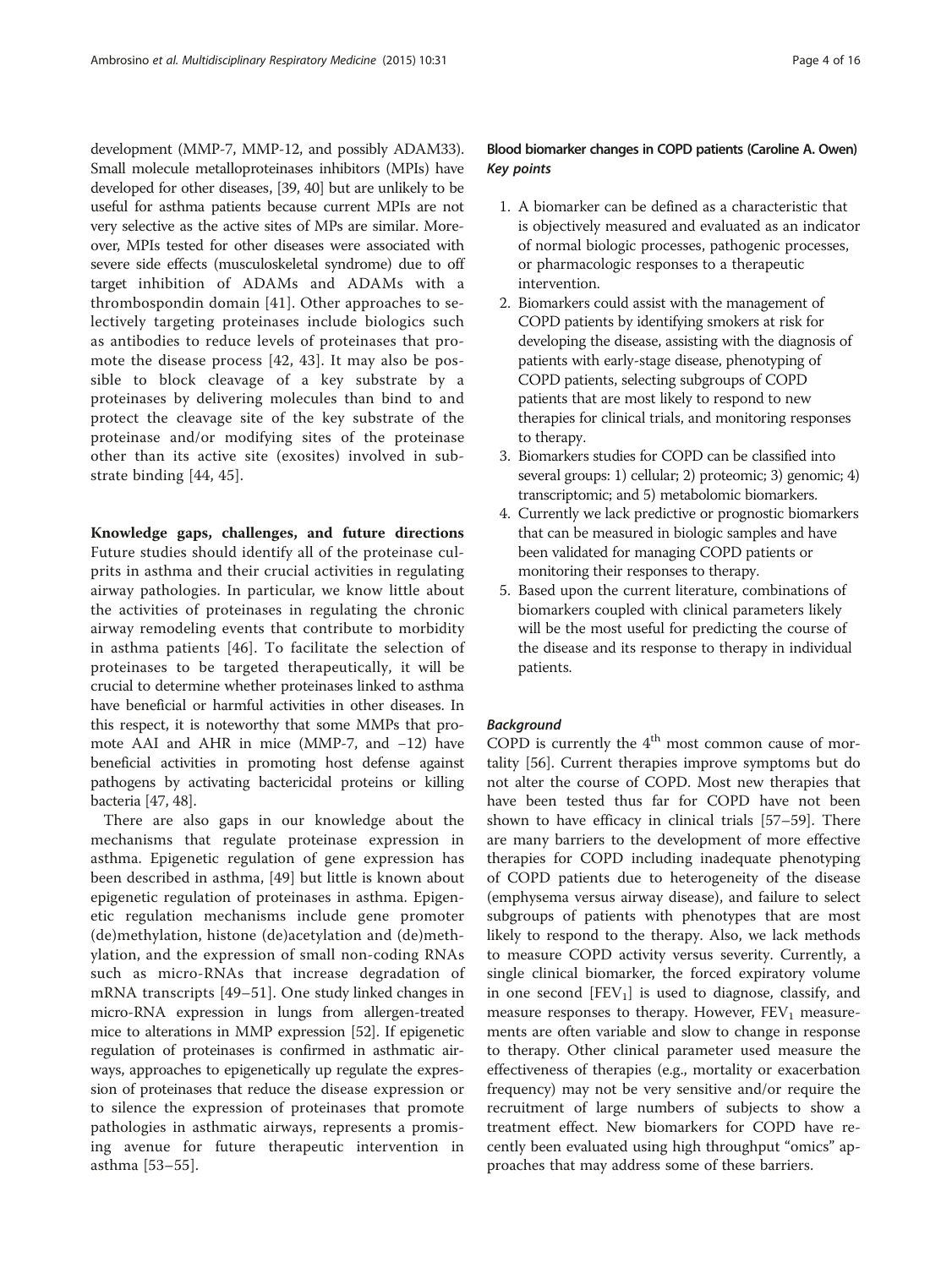development (MMP-7, MMP-12, and possibly ADAM33). Small molecule metalloproteinases inhibitors (MPIs) have developed for other diseases, [39, 40] but are unlikely to be useful for asthma patients because current MPIs are not very selective as the active sites of MPs are similar. Moreover, MPIs tested for other diseases were associated with severe side effects (musculoskeletal syndrome) due to off target inhibition of ADAMs and ADAMs with a thrombospondin domain [41]. Other approaches to selectively targeting proteinases include biologics such as antibodies to reduce levels of proteinases that promote the disease process [42, 43]. It may also be possible to block cleavage of a key substrate by a proteinases by delivering molecules than bind to and protect the cleavage site of the key substrate of the proteinase and/or modifying sites of the proteinase other than its active site (exosites) involved in substrate binding [44, 45].

**Knowledge gaps, challenges, and future directions** Future studies should identify all of the proteinase culprits in asthma and their crucial activities in regulating airway pathologies. In particular, we know little about the activities of proteinases in regulating the chronic airway remodeling events that contribute to morbidity in asthma patients [46]. To facilitate the selection of proteinases to be targeted therapeutically, it will be crucial to determine whether proteinases linked to asthma have beneficial or harmful activities in other diseases. In this respect, it is noteworthy that some MMPs that promote AAI and AHR in mice (MMP-7, and −12) have beneficial activities in promoting host defense against pathogens by activating bactericidal proteins or killing bacteria [47, 48].

There are also gaps in our knowledge about the mechanisms that regulate proteinase expression in asthma. Epigenetic regulation of gene expression has been described in asthma, [49] but little is known about epigenetic regulation of proteinases in asthma. Epigenetic regulation mechanisms include gene promoter (de)methylation, histone (de)acetylation and (de)methylation, and the expression of small non-coding RNAs such as micro-RNAs that increase degradation of mRNA transcripts [49–51]. One study linked changes in micro-RNA expression in lungs from allergen-treated mice to alterations in MMP expression [52]. If epigenetic regulation of proteinases is confirmed in asthmatic airways, approaches to epigenetically up regulate the expression of proteinases that reduce the disease expression or to silence the expression of proteinases that promote pathologies in asthmatic airways, represents a promising avenue for future therapeutic intervention in asthma [53–55].

## Blood biomarker changes in COPD patients (Caroline A. Owen)

### *Key points*

1. A biomarker can be defined as a characteristic that is objectively measured and evaluated as an indicator of normal biologic processes, pathogenic processes, or pharmacologic responses to a therapeutic intervention.
2. Biomarkers could assist with the management of COPD patients by identifying smokers at risk for developing the disease, assisting with the diagnosis of patients with early-stage disease, phenotyping of COPD patients, selecting subgroups of COPD patients that are most likely to respond to new therapies for clinical trials, and monitoring responses to therapy.
3. Biomarkers studies for COPD can be classified into several groups: 1) cellular; 2) proteomic; 3) genomic; 4) transcriptomic; and 5) metabolomic biomarkers.
4. Currently we lack predictive or prognostic biomarkers that can be measured in biologic samples and have been validated for managing COPD patients or monitoring their responses to therapy.
5. Based upon the current literature, combinations of biomarkers coupled with clinical parameters likely will be the most useful for predicting the course of the disease and its response to therapy in individual patients.

### *Background*

COPD is currently the 4[th] most common cause of mortality [56]. Current therapies improve symptoms but do not alter the course of COPD. Most new therapies that have been tested thus far for COPD have not been shown to have efficacy in clinical trials [57–59]. There are many barriers to the development of more effective therapies for COPD including inadequate phenotyping of COPD patients due to heterogeneity of the disease (emphysema versus airway disease), and failure to select subgroups of patients with phenotypes that are most likely to respond to the therapy. Also, we lack methods to measure COPD activity versus severity. Currently, a single clinical biomarker, the forced expiratory volume in one second [$FEV_1$] is used to diagnose, classify, and measure responses to therapy. However, $FEV_1$ measurements are often variable and slow to change in response to therapy. Other clinical parameter used measure the effectiveness of therapies (e.g., mortality or exacerbation frequency) may not be very sensitive and/or require the recruitment of large numbers of subjects to show a treatment effect. New biomarkers for COPD have recently been evaluated using high throughput "omics" approaches that may address some of these barriers.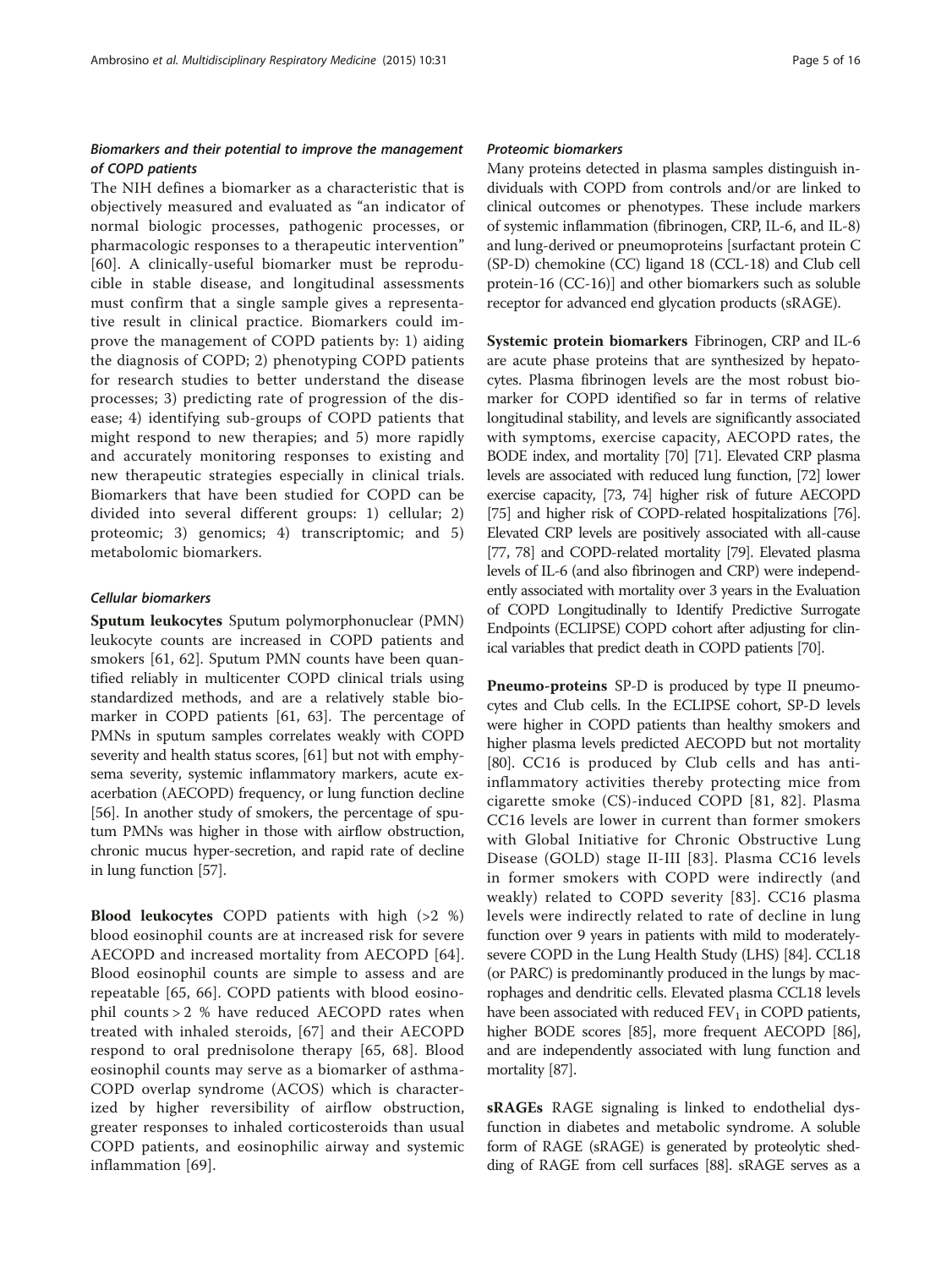### *Biomarkers and their potential to improve the management of COPD patients*

The NIH defines a biomarker as a characteristic that is objectively measured and evaluated as "an indicator of normal biologic processes, pathogenic processes, or pharmacologic responses to a therapeutic intervention" [60]. A clinically-useful biomarker must be reproducible in stable disease, and longitudinal assessments must confirm that a single sample gives a representative result in clinical practice. Biomarkers could improve the management of COPD patients by: 1) aiding the diagnosis of COPD; 2) phenotyping COPD patients for research studies to better understand the disease processes; 3) predicting rate of progression of the disease; 4) identifying sub-groups of COPD patients that might respond to new therapies; and 5) more rapidly and accurately monitoring responses to existing and new therapeutic strategies especially in clinical trials. Biomarkers that have been studied for COPD can be divided into several different groups: 1) cellular; 2) proteomic; 3) genomics; 4) transcriptomic; and 5) metabolomic biomarkers.

#### *Cellular biomarkers*

**Sputum leukocytes** Sputum polymorphonuclear (PMN) leukocyte counts are increased in COPD patients and smokers [61, 62]. Sputum PMN counts have been quantified reliably in multicenter COPD clinical trials using standardized methods, and are a relatively stable biomarker in COPD patients [61, 63]. The percentage of PMNs in sputum samples correlates weakly with COPD severity and health status scores, [61] but not with emphysema severity, systemic inflammatory markers, acute exacerbation (AECOPD) frequency, or lung function decline [56]. In another study of smokers, the percentage of sputum PMNs was higher in those with airflow obstruction, chronic mucus hyper-secretion, and rapid rate of decline in lung function [57].

**Blood leukocytes** COPD patients with high (>2 %) blood eosinophil counts are at increased risk for severe AECOPD and increased mortality from AECOPD [64]. Blood eosinophil counts are simple to assess and are repeatable [65, 66]. COPD patients with blood eosinophil counts > 2 % have reduced AECOPD rates when treated with inhaled steroids, [67] and their AECOPD respond to oral prednisolone therapy [65, 68]. Blood eosinophil counts may serve as a biomarker of asthma-COPD overlap syndrome (ACOS) which is characterized by higher reversibility of airflow obstruction, greater responses to inhaled corticosteroids than usual COPD patients, and eosinophilic airway and systemic inflammation [69].

#### *Proteomic biomarkers*

Many proteins detected in plasma samples distinguish individuals with COPD from controls and/or are linked to clinical outcomes or phenotypes. These include markers of systemic inflammation (fibrinogen, CRP, IL-6, and IL-8) and lung-derived or pneumoproteins [surfactant protein C (SP-D) chemokine (CC) ligand 18 (CCL-18) and Club cell protein-16 (CC-16)] and other biomarkers such as soluble receptor for advanced end glycation products (sRAGE).

**Systemic protein biomarkers** Fibrinogen, CRP and IL-6 are acute phase proteins that are synthesized by hepatocytes. Plasma fibrinogen levels are the most robust biomarker for COPD identified so far in terms of relative longitudinal stability, and levels are significantly associated with symptoms, exercise capacity, AECOPD rates, the BODE index, and mortality [70] [71]. Elevated CRP plasma levels are associated with reduced lung function, [72] lower exercise capacity, [73, 74] higher risk of future AECOPD [75] and higher risk of COPD-related hospitalizations [76]. Elevated CRP levels are positively associated with all-cause [77, 78] and COPD-related mortality [79]. Elevated plasma levels of IL-6 (and also fibrinogen and CRP) were independently associated with mortality over 3 years in the Evaluation of COPD Longitudinally to Identify Predictive Surrogate Endpoints (ECLIPSE) COPD cohort after adjusting for clinical variables that predict death in COPD patients [70].

**Pneumo-proteins** SP-D is produced by type II pneumocytes and Club cells. In the ECLIPSE cohort, SP-D levels were higher in COPD patients than healthy smokers and higher plasma levels predicted AECOPD but not mortality [80]. CC16 is produced by Club cells and has anti-inflammatory activities thereby protecting mice from cigarette smoke (CS)-induced COPD [81, 82]. Plasma CC16 levels are lower in current than former smokers with Global Initiative for Chronic Obstructive Lung Disease (GOLD) stage II-III [83]. Plasma CC16 levels in former smokers with COPD were indirectly (and weakly) related to COPD severity [83]. CC16 plasma levels were indirectly related to rate of decline in lung function over 9 years in patients with mild to moderately-severe COPD in the Lung Health Study (LHS) [84]. CCL18 (or PARC) is predominantly produced in the lungs by macrophages and dendritic cells. Elevated plasma CCL18 levels have been associated with reduced $FEV_1$ in COPD patients, higher BODE scores [85], more frequent AECOPD [86], and are independently associated with lung function and mortality [87].

**sRAGEs** RAGE signaling is linked to endothelial dysfunction in diabetes and metabolic syndrome. A soluble form of RAGE (sRAGE) is generated by proteolytic shedding of RAGE from cell surfaces [88]. sRAGE serves as a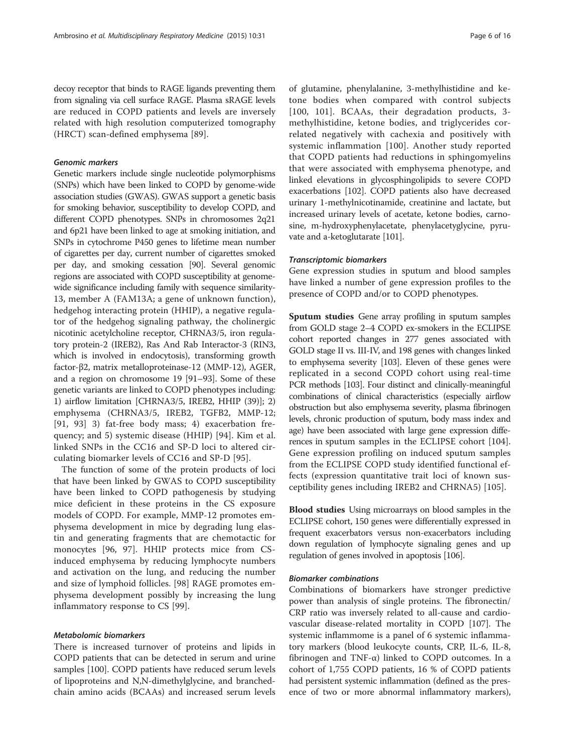decoy receptor that binds to RAGE ligands preventing them from signaling via cell surface RAGE. Plasma sRAGE levels are reduced in COPD patients and levels are inversely related with high resolution computerized tomography (HRCT) scan-defined emphysema [89].

#### *Genomic markers*

Genetic markers include single nucleotide polymorphisms (SNPs) which have been linked to COPD by genome-wide association studies (GWAS). GWAS support a genetic basis for smoking behavior, susceptibility to develop COPD, and different COPD phenotypes. SNPs in chromosomes 2q21 and 6p21 have been linked to age at smoking initiation, and SNPs in cytochrome P450 genes to lifetime mean number of cigarettes per day, current number of cigarettes smoked per day, and smoking cessation [90]. Several genomic regions are associated with COPD susceptibility at genome-wide significance including family with sequence similarity-13, member A (FAM13A; a gene of unknown function), hedgehog interacting protein (HHIP), a negative regulator of the hedgehog signaling pathway, the cholinergic nicotinic acetylcholine receptor, CHRNA3/5, iron regulatory protein-2 (IREB2), Ras And Rab Interactor-3 (RIN3, which is involved in endocytosis), transforming growth factor-β2, matrix metalloproteinase-12 (MMP-12), AGER, and a region on chromosome 19 [91–93]. Some of these genetic variants are linked to COPD phenotypes including: 1) airflow limitation [CHRNA3/5, IREB2, HHIP (39)]; 2) emphysema (CHRNA3/5, IREB2, TGFB2, MMP-12; [91, 93] 3) fat-free body mass; 4) exacerbation frequency; and 5) systemic disease (HHIP) [94]. Kim et al. linked SNPs in the CC16 and SP-D loci to altered circulating biomarker levels of CC16 and SP-D [95].

The function of some of the protein products of loci that have been linked by GWAS to COPD susceptibility have been linked to COPD pathogenesis by studying mice deficient in these proteins in the CS exposure models of COPD. For example, MMP-12 promotes emphysema development in mice by degrading lung elastin and generating fragments that are chemotactic for monocytes [96, 97]. HHIP protects mice from CS-induced emphysema by reducing lymphocyte numbers and activation on the lung, and reducing the number and size of lymphoid follicles. [98] RAGE promotes emphysema development possibly by increasing the lung inflammatory response to CS [99].

#### *Metabolomic biomarkers*

There is increased turnover of proteins and lipids in COPD patients that can be detected in serum and urine samples [100]. COPD patients have reduced serum levels of lipoproteins and N,N-dimethylglycine, and branched-chain amino acids (BCAAs) and increased serum levels of glutamine, phenylalanine, 3-methylhistidine and ketone bodies when compared with control subjects [100, 101]. BCAAs, their degradation products, 3-methylhistidine, ketone bodies, and triglycerides correlated negatively with cachexia and positively with systemic inflammation [100]. Another study reported that COPD patients had reductions in sphingomyelins that were associated with emphysema phenotype, and linked elevations in glycosphingolipids to severe COPD exacerbations [102]. COPD patients also have decreased urinary 1-methylnicotinamide, creatinine and lactate, but increased urinary levels of acetate, ketone bodies, carnosine, m-hydroxyphenylacetate, phenylacetyglycine, pyruvate and a-ketoglutarate [101].

#### *Transcriptomic biomarkers*

Gene expression studies in sputum and blood samples have linked a number of gene expression profiles to the presence of COPD and/or to COPD phenotypes.

**Sputum studies** Gene array profiling in sputum samples from GOLD stage 2–4 COPD ex-smokers in the ECLIPSE cohort reported changes in 277 genes associated with GOLD stage II vs. III-IV, and 198 genes with changes linked to emphysema severity [103]. Eleven of these genes were replicated in a second COPD cohort using real-time PCR methods [103]. Four distinct and clinically-meaningful combinations of clinical characteristics (especially airflow obstruction but also emphysema severity, plasma fibrinogen levels, chronic production of sputum, body mass index and age) have been associated with large gene expression differences in sputum samples in the ECLIPSE cohort [104]. Gene expression profiling on induced sputum samples from the ECLIPSE COPD study identified functional effects (expression quantitative trait loci of known susceptibility genes including IREB2 and CHRNA5) [105].

**Blood studies** Using microarrays on blood samples in the ECLIPSE cohort, 150 genes were differentially expressed in frequent exacerbators versus non-exacerbators including down regulation of lymphocyte signaling genes and up regulation of genes involved in apoptosis [106].

#### *Biomarker combinations*

Combinations of biomarkers have stronger predictive power than analysis of single proteins. The fibronectin/CRP ratio was inversely related to all-cause and cardiovascular disease-related mortality in COPD [107]. The systemic inflammome is a panel of 6 systemic inflammatory markers (blood leukocyte counts, CRP, IL-6, IL-8, fibrinogen and TNF-α) linked to COPD outcomes. In a cohort of 1,755 COPD patients, 16 % of COPD patients had persistent systemic inflammation (defined as the presence of two or more abnormal inflammatory markers),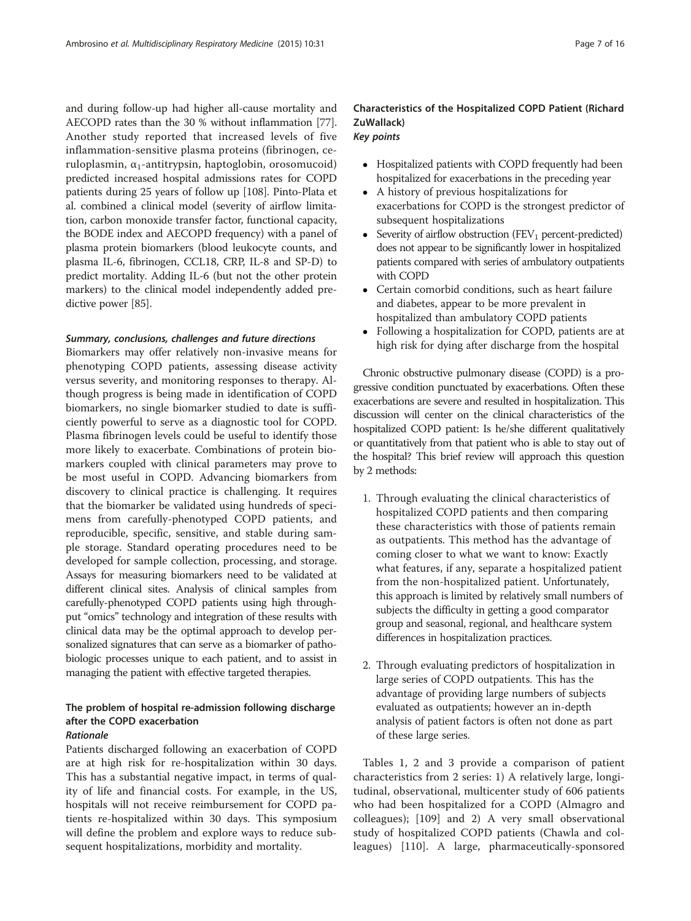and during follow-up had higher all-cause mortality and AECOPD rates than the 30 % without inflammation [77]. Another study reported that increased levels of five inflammation-sensitive plasma proteins (fibrinogen, ceruloplasmin, $\alpha_1$-antitrypsin, haptoglobin, orosomucoid) predicted increased hospital admissions rates for COPD patients during 25 years of follow up [108]. Pinto-Plata et al. combined a clinical model (severity of airflow limitation, carbon monoxide transfer factor, functional capacity, the BODE index and AECOPD frequency) with a panel of plasma protein biomarkers (blood leukocyte counts, and plasma IL-6, fibrinogen, CCL18, CRP, IL-8 and SP-D) to predict mortality. Adding IL-6 (but not the other protein markers) to the clinical model independently added predictive power [85].

#### *Summary, conclusions, challenges and future directions*

Biomarkers may offer relatively non-invasive means for phenotyping COPD patients, assessing disease activity versus severity, and monitoring responses to therapy. Although progress is being made in identification of COPD biomarkers, no single biomarker studied to date is sufficiently powerful to serve as a diagnostic tool for COPD. Plasma fibrinogen levels could be useful to identify those more likely to exacerbate. Combinations of protein biomarkers coupled with clinical parameters may prove to be most useful in COPD. Advancing biomarkers from discovery to clinical practice is challenging. It requires that the biomarker be validated using hundreds of specimens from carefully-phenotyped COPD patients, and reproducible, specific, sensitive, and stable during sample storage. Standard operating procedures need to be developed for sample collection, processing, and storage. Assays for measuring biomarkers need to be validated at different clinical sites. Analysis of clinical samples from carefully-phenotyped COPD patients using high throughput "omics" technology and integration of these results with clinical data may be the optimal approach to develop personalized signatures that can serve as a biomarker of pathobiologic processes unique to each patient, and to assist in managing the patient with effective targeted therapies.

### The problem of hospital re-admission following discharge after the COPD exacerbation

#### *Rationale*

Patients discharged following an exacerbation of COPD are at high risk for re-hospitalization within 30 days. This has a substantial negative impact, in terms of quality of life and financial costs. For example, in the US, hospitals will not receive reimbursement for COPD patients re-hospitalized within 30 days. This symposium will define the problem and explore ways to reduce subsequent hospitalizations, morbidity and mortality.

### Characteristics of the Hospitalized COPD Patient (Richard ZuWallack)

#### *Key points*

- Hospitalized patients with COPD frequently had been hospitalized for exacerbations in the preceding year
- A history of previous hospitalizations for exacerbations for COPD is the strongest predictor of subsequent hospitalizations
- Severity of airflow obstruction ($FEV_1$ percent-predicted) does not appear to be significantly lower in hospitalized patients compared with series of ambulatory outpatients with COPD
- Certain comorbid conditions, such as heart failure and diabetes, appear to be more prevalent in hospitalized than ambulatory COPD patients
- Following a hospitalization for COPD, patients are at high risk for dying after discharge from the hospital

Chronic obstructive pulmonary disease (COPD) is a progressive condition punctuated by exacerbations. Often these exacerbations are severe and resulted in hospitalization. This discussion will center on the clinical characteristics of the hospitalized COPD patient: Is he/she different qualitatively or quantitatively from that patient who is able to stay out of the hospital? This brief review will approach this question by 2 methods:

1. Through evaluating the clinical characteristics of hospitalized COPD patients and then comparing these characteristics with those of patients remain as outpatients. This method has the advantage of coming closer to what we want to know: Exactly what features, if any, separate a hospitalized patient from the non-hospitalized patient. Unfortunately, this approach is limited by relatively small numbers of subjects the difficulty in getting a good comparator group and seasonal, regional, and healthcare system differences in hospitalization practices.

2. Through evaluating predictors of hospitalization in large series of COPD outpatients. This has the advantage of providing large numbers of subjects evaluated as outpatients; however an in-depth analysis of patient factors is often not done as part of these large series.

Tables 1, 2 and 3 provide a comparison of patient characteristics from 2 series: 1) A relatively large, longitudinal, observational, multicenter study of 606 patients who had been hospitalized for a COPD (Almagro and colleagues); [109] and 2) A very small observational study of hospitalized COPD patients (Chawla and colleagues) [110]. A large, pharmaceutically-sponsored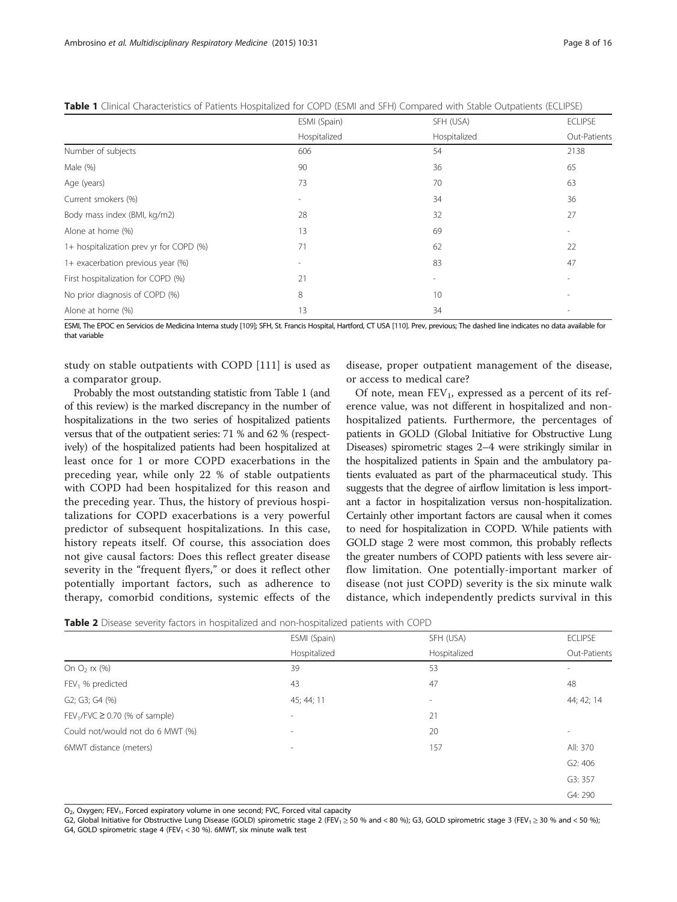**Table 1** Clinical Characteristics of Patients Hospitalized for COPD (ESMI and SFH) Compared with Stable Outpatients (ECLIPSE)

| | ESMI (Spain) | SFH (USA) | ECLIPSE |
|---|---|---|---|
| | Hospitalized | Hospitalized | Out-Patients |
| Number of subjects | 606 | 54 | 2138 |
| Male (%) | 90 | 36 | 65 |
| Age (years) | 73 | 70 | 63 |
| Current smokers (%) | - | 34 | 36 |
| Body mass index (BMI, kg/m2) | 28 | 32 | 27 |
| Alone at home (%) | 13 | 69 | - |
| 1+ hospitalization prev yr for COPD (%) | 71 | 62 | 22 |
| 1+ exacerbation previous year (%) | - | 83 | 47 |
| First hospitalization for COPD (%) | 21 | - | - |
| No prior diagnosis of COPD (%) | 8 | 10 | - |
| Alone at home (%) | 13 | 34 | - |

ESMI, The EPOC en Servicios de Medicina Interna study [109]; SFH, St. Francis Hospital, Hartford, CT USA [110]. Prev, previous; The dashed line indicates no data available for that variable

study on stable outpatients with COPD [111] is used as a comparator group.

Probably the most outstanding statistic from Table 1 (and of this review) is the marked discrepancy in the number of hospitalizations in the two series of hospitalized patients versus that of the outpatient series: 71 % and 62 % (respectively) of the hospitalized patients had been hospitalized at least once for 1 or more COPD exacerbations in the preceding year, while only 22 % of stable outpatients with COPD had been hospitalized for this reason and the preceding year. Thus, the history of previous hospitalizations for COPD exacerbations is a very powerful predictor of subsequent hospitalizations. In this case, history repeats itself. Of course, this association does not give causal factors: Does this reflect greater disease severity in the "frequent flyers," or does it reflect other potentially important factors, such as adherence to therapy, comorbid conditions, systemic effects of the disease, proper outpatient management of the disease, or access to medical care?

Of note, mean $FEV_1$, expressed as a percent of its reference value, was not different in hospitalized and non-hospitalized patients. Furthermore, the percentages of patients in GOLD (Global Initiative for Obstructive Lung Diseases) spirometric stages 2–4 were strikingly similar in the hospitalized patients in Spain and the ambulatory patients evaluated as part of the pharmaceutical study. This suggests that the degree of airflow limitation is less important a factor in hospitalization versus non-hospitalization. Certainly other important factors are causal when it comes to need for hospitalization in COPD. While patients with GOLD stage 2 were most common, this probably reflects the greater numbers of COPD patients with less severe airflow limitation. One potentially-important marker of disease (not just COPD) severity is the six minute walk distance, which independently predicts survival in this

**Table 2** Disease severity factors in hospitalized and non-hospitalized patients with COPD

| | ESMI (Spain) | SFH (USA) | ECLIPSE |
|---|---|---|---|
| | Hospitalized | Hospitalized | Out-Patients |
| On $O_2$ rx (%) | 39 | 53 | - |
| $FEV_1$ % predicted | 43 | 47 | 48 |
| G2; G3; G4 (%) | 45; 44; 11 | - | 44; 42; 14 |
| $FEV_1/FVC \geq 0.70$ (% of sample) | - | 21 | |
| Could not/would not do 6 MWT (%) | - | 20 | - |
| 6MWT distance (meters) | - | 157 | All: 370 |
| | | | G2: 406 |
| | | | G3: 357 |
| | | | G4: 290 |

$O_2$, Oxygen; $FEV_1$, Forced expiratory volume in one second; FVC, Forced vital capacity

G2, Global Initiative for Obstructive Lung Disease (GOLD) spirometric stage 2 ($FEV_1 \geq 50$ % and < 80 %); G3, GOLD spirometric stage 3 ($FEV_1 \geq 30$ % and < 50 %); G4, GOLD spirometric stage 4 ($FEV_1 < 30$ %). 6MWT, six minute walk test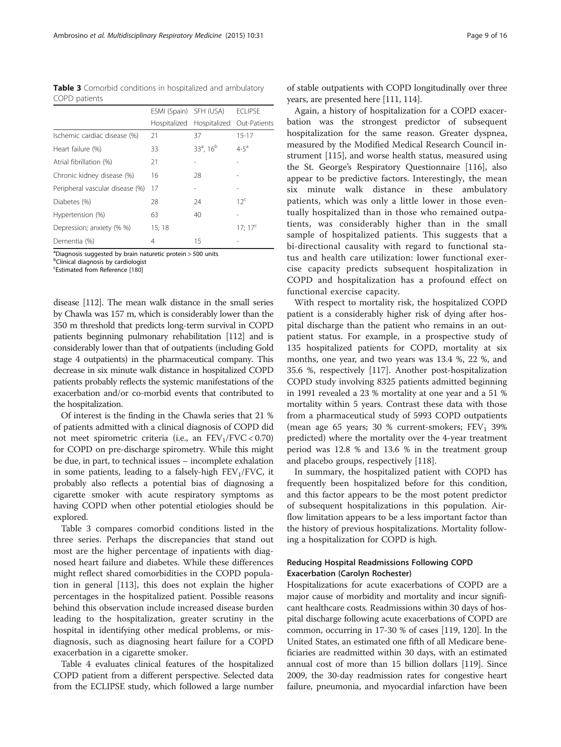**Table 3** Comorbid conditions in hospitalized and ambulatory COPD patients

| | ESMI (Spain) | SFH (USA) | ECLIPSE |
|---|---|---|---|
| | Hospitalized | Hospitalized | Out-Patients |
| Ischemic cardiac disease (%) | 21 | 37 | 15-17 |
| Heart failure (%) | 33 | 33[a], 16[b] | 4-5[a] |
| Atrial fibrillation (%) | 21 | - | - |
| Chronic kidney disease (%) | 16 | 28 | - |
| Peripheral vascular disease (%) | 17 | - | - |
| Diabetes (%) | 28 | 24 | 12[c] |
| Hypertension (%) | 63 | 40 | - |
| Depression; anxiety (% %) | 15; 18 | | 17; 17[c] |
| Dementia (%) | 4 | 15 | - |

[a]Diagnosis suggested by brain naturetic protein > 500 units
[b]Clinical diagnosis by cardiologist
[c]Estimated from Reference [180]

disease [112]. The mean walk distance in the small series by Chawla was 157 m, which is considerably lower than the 350 m threshold that predicts long-term survival in COPD patients beginning pulmonary rehabilitation [112] and is considerably lower than that of outpatients (including Gold stage 4 outpatients) in the pharmaceutical company. This decrease in six minute walk distance in hospitalized COPD patients probably reflects the systemic manifestations of the exacerbation and/or co-morbid events that contributed to the hospitalization.

Of interest is the finding in the Chawla series that 21 % of patients admitted with a clinical diagnosis of COPD did not meet spirometric criteria (i.e., an $FEV_1/FVC < 0.70$) for COPD on pre-discharge spirometry. While this might be due, in part, to technical issues – incomplete exhalation in some patients, leading to a falsely-high $FEV_1/FVC$, it probably also reflects a potential bias of diagnosing a cigarette smoker with acute respiratory symptoms as having COPD when other potential etiologies should be explored.

Table 3 compares comorbid conditions listed in the three series. Perhaps the discrepancies that stand out most are the higher percentage of inpatients with diagnosed heart failure and diabetes. While these differences might reflect shared comorbidities in the COPD population in general [113], this does not explain the higher percentages in the hospitalized patient. Possible reasons behind this observation include increased disease burden leading to the hospitalization, greater scrutiny in the hospital in identifying other medical problems, or misdiagnosis, such as diagnosing heart failure for a COPD exacerbation in a cigarette smoker.

Table 4 evaluates clinical features of the hospitalized COPD patient from a different perspective. Selected data from the ECLIPSE study, which followed a large number of stable outpatients with COPD longitudinally over three years, are presented here [111, 114].

Again, a history of hospitalization for a COPD exacerbation was the strongest predictor of subsequent hospitalization for the same reason. Greater dyspnea, measured by the Modified Medical Research Council instrument [115], and worse health status, measured using the St. George's Respiratory Questionnaire [116], also appear to be predictive factors. Interestingly, the mean six minute walk distance in these ambulatory patients, which was only a little lower in those eventually hospitalized than in those who remained outpatients, was considerably higher than in the small sample of hospitalized patients. This suggests that a bi-directional causality with regard to functional status and health care utilization: lower functional exercise capacity predicts subsequent hospitalization in COPD and hospitalization has a profound effect on functional exercise capacity.

With respect to mortality risk, the hospitalized COPD patient is a considerably higher risk of dying after hospital discharge than the patient who remains in an outpatient status. For example, in a prospective study of 135 hospitalized patients for COPD, mortality at six months, one year, and two years was 13.4 %, 22 %, and 35.6 %, respectively [117]. Another post-hospitalization COPD study involving 8325 patients admitted beginning in 1991 revealed a 23 % mortality at one year and a 51 % mortality within 5 years. Contrast these data with those from a pharmaceutical study of 5993 COPD outpatients (mean age 65 years; 30 % current-smokers; $FEV_1$ 39% predicted) where the mortality over the 4-year treatment period was 12.8 % and 13.6 % in the treatment group and placebo groups, respectively [118].

In summary, the hospitalized patient with COPD has frequently been hospitalized before for this condition, and this factor appears to be the most potent predictor of subsequent hospitalizations in this population. Airflow limitation appears to be a less important factor than the history of previous hospitalizations. Mortality following a hospitalization for COPD is high.

### Reducing Hospital Readmissions Following COPD Exacerbation (Carolyn Rochester)

Hospitalizations for acute exacerbations of COPD are a major cause of morbidity and mortality and incur significant healthcare costs. Readmissions within 30 days of hospital discharge following acute exacerbations of COPD are common, occurring in 17-30 % of cases [119, 120]. In the United States, an estimated one fifth of all Medicare beneficiaries are readmitted within 30 days, with an estimated annual cost of more than 15 billion dollars [119]. Since 2009, the 30-day readmission rates for congestive heart failure, pneumonia, and myocardial infarction have been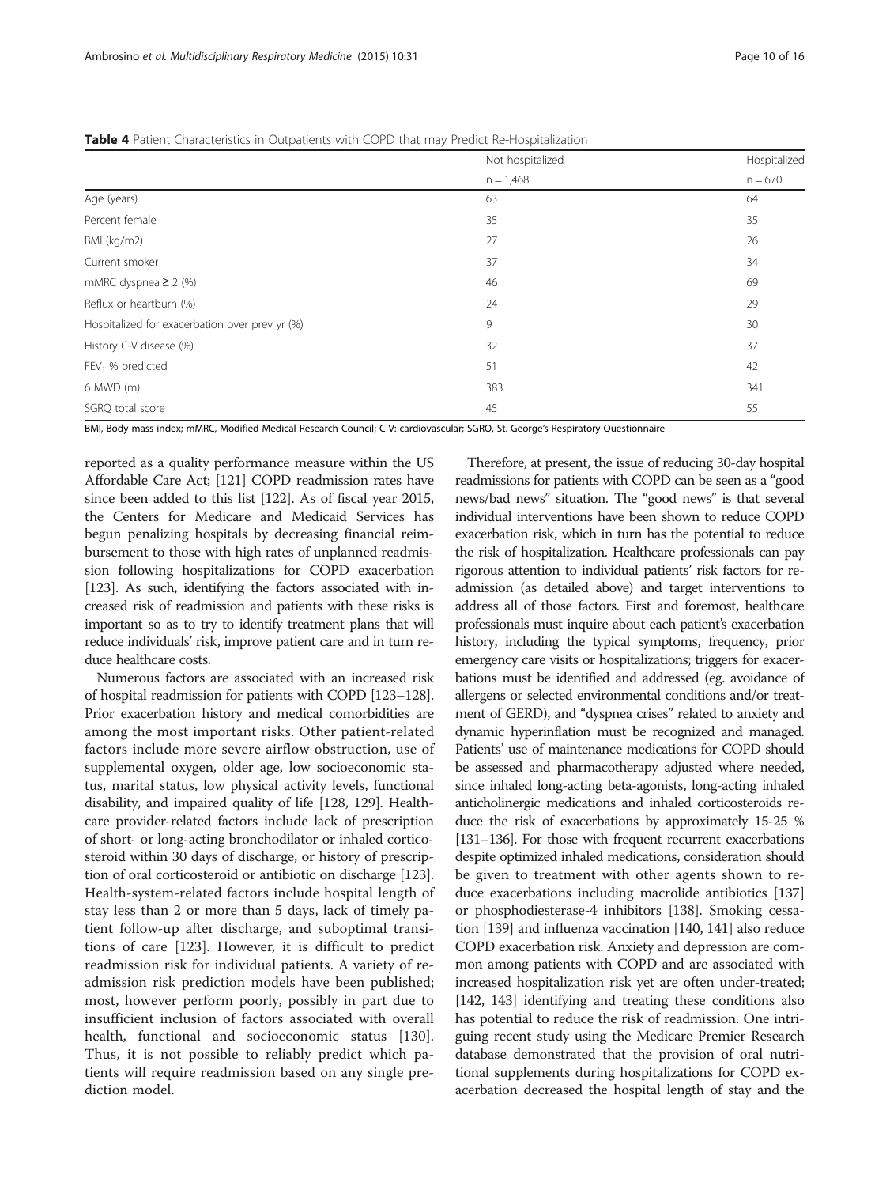**Table 4** Patient Characteristics in Outpatients with COPD that may Predict Re-Hospitalization

| | Not hospitalized | Hospitalized |
|---|---|---|
| | n = 1,468 | n = 670 |
| Age (years) | 63 | 64 |
| Percent female | 35 | 35 |
| BMI (kg/m2) | 27 | 26 |
| Current smoker | 37 | 34 |
| mMRC dyspnea ≥ 2 (%) | 46 | 69 |
| Reflux or heartburn (%) | 24 | 29 |
| Hospitalized for exacerbation over prev yr (%) | 9 | 30 |
| History C-V disease (%) | 32 | 37 |
| $FEV_1$ % predicted | 51 | 42 |
| 6 MWD (m) | 383 | 341 |
| SGRQ total score | 45 | 55 |

BMI, Body mass index; mMRC, Modified Medical Research Council; C-V: cardiovascular; SGRQ, St. George's Respiratory Questionnaire

reported as a quality performance measure within the US Affordable Care Act; [121] COPD readmission rates have since been added to this list [122]. As of fiscal year 2015, the Centers for Medicare and Medicaid Services has begun penalizing hospitals by decreasing financial reimbursement to those with high rates of unplanned readmission following hospitalizations for COPD exacerbation [123]. As such, identifying the factors associated with increased risk of readmission and patients with these risks is important so as to try to identify treatment plans that will reduce individuals' risk, improve patient care and in turn reduce healthcare costs.

Numerous factors are associated with an increased risk of hospital readmission for patients with COPD [123–128]. Prior exacerbation history and medical comorbidities are among the most important risks. Other patient-related factors include more severe airflow obstruction, use of supplemental oxygen, older age, low socioeconomic status, marital status, low physical activity levels, functional disability, and impaired quality of life [128, 129]. Healthcare provider-related factors include lack of prescription of short- or long-acting bronchodilator or inhaled corticosteroid within 30 days of discharge, or history of prescription of oral corticosteroid or antibiotic on discharge [123]. Health-system-related factors include hospital length of stay less than 2 or more than 5 days, lack of timely patient follow-up after discharge, and suboptimal transitions of care [123]. However, it is difficult to predict readmission risk for individual patients. A variety of readmission risk prediction models have been published; most, however perform poorly, possibly in part due to insufficient inclusion of factors associated with overall health, functional and socioeconomic status [130]. Thus, it is not possible to reliably predict which patients will require readmission based on any single prediction model.

Therefore, at present, the issue of reducing 30-day hospital readmissions for patients with COPD can be seen as a "good news/bad news" situation. The "good news" is that several individual interventions have been shown to reduce COPD exacerbation risk, which in turn has the potential to reduce the risk of hospitalization. Healthcare professionals can pay rigorous attention to individual patients' risk factors for readmission (as detailed above) and target interventions to address all of those factors. First and foremost, healthcare professionals must inquire about each patient's exacerbation history, including the typical symptoms, frequency, prior emergency care visits or hospitalizations; triggers for exacerbations must be identified and addressed (eg. avoidance of allergens or selected environmental conditions and/or treatment of GERD), and "dyspnea crises" related to anxiety and dynamic hyperinflation must be recognized and managed. Patients' use of maintenance medications for COPD should be assessed and pharmacotherapy adjusted where needed, since inhaled long-acting beta-agonists, long-acting inhaled anticholinergic medications and inhaled corticosteroids reduce the risk of exacerbations by approximately 15-25 % [131–136]. For those with frequent recurrent exacerbations despite optimized inhaled medications, consideration should be given to treatment with other agents shown to reduce exacerbations including macrolide antibiotics [137] or phosphodiesterase-4 inhibitors [138]. Smoking cessation [139] and influenza vaccination [140, 141] also reduce COPD exacerbation risk. Anxiety and depression are common among patients with COPD and are associated with increased hospitalization risk yet are often under-treated; [142, 143] identifying and treating these conditions also has potential to reduce the risk of readmission. One intriguing recent study using the Medicare Premier Research database demonstrated that the provision of oral nutritional supplements during hospitalizations for COPD exacerbation decreased the hospital length of stay and the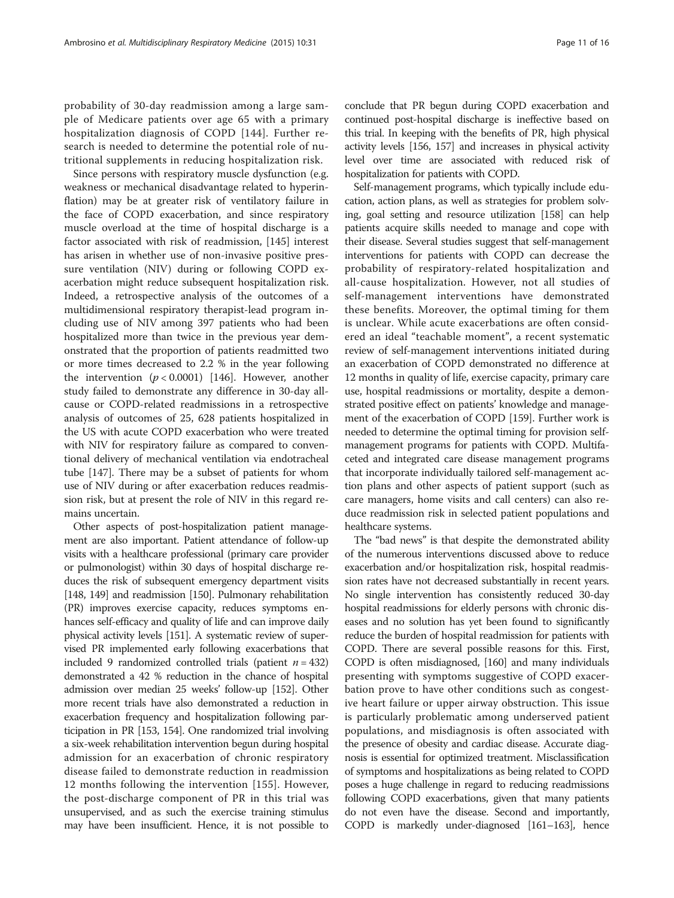probability of 30-day readmission among a large sample of Medicare patients over age 65 with a primary hospitalization diagnosis of COPD [144]. Further research is needed to determine the potential role of nutritional supplements in reducing hospitalization risk.

Since persons with respiratory muscle dysfunction (e.g. weakness or mechanical disadvantage related to hyperinflation) may be at greater risk of ventilatory failure in the face of COPD exacerbation, and since respiratory muscle overload at the time of hospital discharge is a factor associated with risk of readmission, [145] interest has arisen in whether use of non-invasive positive pressure ventilation (NIV) during or following COPD exacerbation might reduce subsequent hospitalization risk. Indeed, a retrospective analysis of the outcomes of a multidimensional respiratory therapist-lead program including use of NIV among 397 patients who had been hospitalized more than twice in the previous year demonstrated that the proportion of patients readmitted two or more times decreased to 2.2 % in the year following the intervention ($p < 0.0001$) [146]. However, another study failed to demonstrate any difference in 30-day all-cause or COPD-related readmissions in a retrospective analysis of outcomes of 25, 628 patients hospitalized in the US with acute COPD exacerbation who were treated with NIV for respiratory failure as compared to conventional delivery of mechanical ventilation via endotracheal tube [147]. There may be a subset of patients for whom use of NIV during or after exacerbation reduces readmission risk, but at present the role of NIV in this regard remains uncertain.

Other aspects of post-hospitalization patient management are also important. Patient attendance of follow-up visits with a healthcare professional (primary care provider or pulmonologist) within 30 days of hospital discharge reduces the risk of subsequent emergency department visits [148, 149] and readmission [150]. Pulmonary rehabilitation (PR) improves exercise capacity, reduces symptoms enhances self-efficacy and quality of life and can improve daily physical activity levels [151]. A systematic review of supervised PR implemented early following exacerbations that included 9 randomized controlled trials (patient $n = 432$) demonstrated a 42 % reduction in the chance of hospital admission over median 25 weeks' follow-up [152]. Other more recent trials have also demonstrated a reduction in exacerbation frequency and hospitalization following participation in PR [153, 154]. One randomized trial involving a six-week rehabilitation intervention begun during hospital admission for an exacerbation of chronic respiratory disease failed to demonstrate reduction in readmission 12 months following the intervention [155]. However, the post-discharge component of PR in this trial was unsupervised, and as such the exercise training stimulus may have been insufficient. Hence, it is not possible to conclude that PR begun during COPD exacerbation and continued post-hospital discharge is ineffective based on this trial. In keeping with the benefits of PR, high physical activity levels [156, 157] and increases in physical activity level over time are associated with reduced risk of hospitalization for patients with COPD.

Self-management programs, which typically include education, action plans, as well as strategies for problem solving, goal setting and resource utilization [158] can help patients acquire skills needed to manage and cope with their disease. Several studies suggest that self-management interventions for patients with COPD can decrease the probability of respiratory-related hospitalization and all-cause hospitalization. However, not all studies of self-management interventions have demonstrated these benefits. Moreover, the optimal timing for them is unclear. While acute exacerbations are often considered an ideal "teachable moment", a recent systematic review of self-management interventions initiated during an exacerbation of COPD demonstrated no difference at 12 months in quality of life, exercise capacity, primary care use, hospital readmissions or mortality, despite a demonstrated positive effect on patients' knowledge and management of the exacerbation of COPD [159]. Further work is needed to determine the optimal timing for provision self-management programs for patients with COPD. Multifaceted and integrated care disease management programs that incorporate individually tailored self-management action plans and other aspects of patient support (such as care managers, home visits and call centers) can also reduce readmission risk in selected patient populations and healthcare systems.

The "bad news" is that despite the demonstrated ability of the numerous interventions discussed above to reduce exacerbation and/or hospitalization risk, hospital readmission rates have not decreased substantially in recent years. No single intervention has consistently reduced 30-day hospital readmissions for elderly persons with chronic diseases and no solution has yet been found to significantly reduce the burden of hospital readmission for patients with COPD. There are several possible reasons for this. First, COPD is often misdiagnosed, [160] and many individuals presenting with symptoms suggestive of COPD exacerbation prove to have other conditions such as congestive heart failure or upper airway obstruction. This issue is particularly problematic among underserved patient populations, and misdiagnosis is often associated with the presence of obesity and cardiac disease. Accurate diagnosis is essential for optimized treatment. Misclassification of symptoms and hospitalizations as being related to COPD poses a huge challenge in regard to reducing readmissions following COPD exacerbations, given that many patients do not even have the disease. Second and importantly, COPD is markedly under-diagnosed [161–163], hence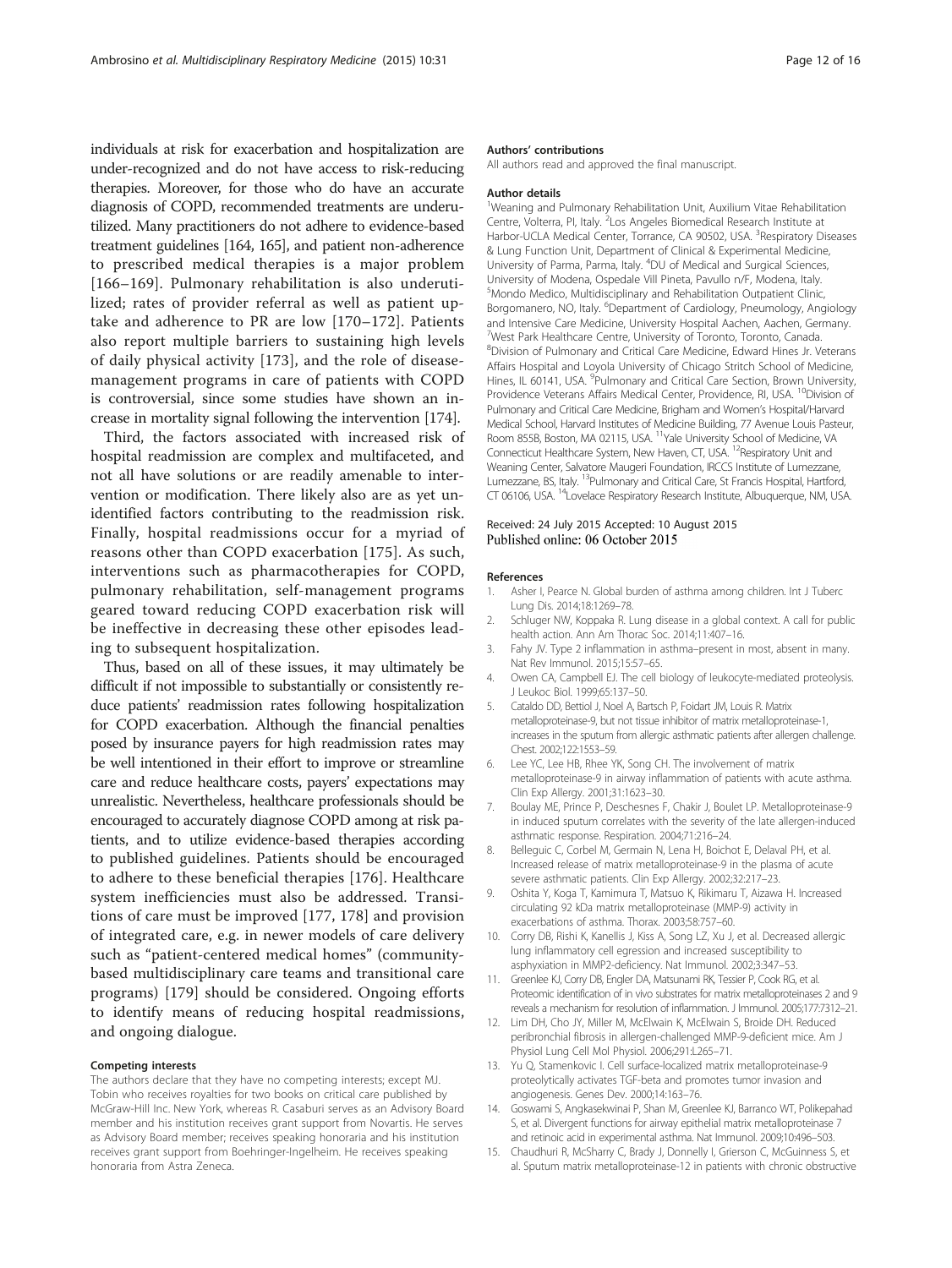individuals at risk for exacerbation and hospitalization are under-recognized and do not have access to risk-reducing therapies. Moreover, for those who do have an accurate diagnosis of COPD, recommended treatments are underutilized. Many practitioners do not adhere to evidence-based treatment guidelines [164, 165], and patient non-adherence to prescribed medical therapies is a major problem [166–169]. Pulmonary rehabilitation is also underutilized; rates of provider referral as well as patient uptake and adherence to PR are low [170–172]. Patients also report multiple barriers to sustaining high levels of daily physical activity [173], and the role of disease-management programs in care of patients with COPD is controversial, since some studies have shown an increase in mortality signal following the intervention [174].

Third, the factors associated with increased risk of hospital readmission are complex and multifaceted, and not all have solutions or are readily amenable to intervention or modification. There likely also are as yet unidentified factors contributing to the readmission risk. Finally, hospital readmissions occur for a myriad of reasons other than COPD exacerbation [175]. As such, interventions such as pharmacotherapies for COPD, pulmonary rehabilitation, self-management programs geared toward reducing COPD exacerbation risk will be ineffective in decreasing these other episodes leading to subsequent hospitalization.

Thus, based on all of these issues, it may ultimately be difficult if not impossible to substantially or consistently reduce patients' readmission rates following hospitalization for COPD exacerbation. Although the financial penalties posed by insurance payers for high readmission rates may be well intentioned in their effort to improve or streamline care and reduce healthcare costs, payers' expectations may unrealistic. Nevertheless, healthcare professionals should be encouraged to accurately diagnose COPD among at risk patients, and to utilize evidence-based therapies according to published guidelines. Patients should be encouraged to adhere to these beneficial therapies [176]. Healthcare system inefficiencies must also be addressed. Transitions of care must be improved [177, 178] and provision of integrated care, e.g. in newer models of care delivery such as "patient-centered medical homes" (community-based multidisciplinary care teams and transitional care programs) [179] should be considered. Ongoing efforts to identify means of reducing hospital readmissions, and ongoing dialogue.

#### Competing interests

The authors declare that they have no competing interests; except MJ. Tobin who receives royalties for two books on critical care published by McGraw-Hill Inc. New York, whereas R. Casaburi serves as an Advisory Board member and his institution receives grant support from Novartis. He serves as Advisory Board member; receives speaking honoraria and his institution receives grant support from Boehringer-Ingelheim. He receives speaking honoraria from Astra Zeneca.

#### Authors' contributions

All authors read and approved the final manuscript.

#### Author details

[1]Weaning and Pulmonary Rehabilitation Unit, Auxilium Vitae Rehabilitation Centre, Volterra, PI, Italy. [2]Los Angeles Biomedical Research Institute at Harbor-UCLA Medical Center, Torrance, CA 90502, USA. [3]Respiratory Diseases & Lung Function Unit, Department of Clinical & Experimental Medicine, University of Parma, Parma, Italy. [4]DU of Medical and Surgical Sciences, University of Modena, Ospedale Vill Pineta, Pavullo n/F, Modena, Italy. [5]Mondo Medico, Multidisciplinary and Rehabilitation Outpatient Clinic, Borgomanero, NO, Italy. [6]Department of Cardiology, Pneumology, Angiology and Intensive Care Medicine, University Hospital Aachen, Aachen, Germany. [7]West Park Healthcare Centre, University of Toronto, Toronto, Canada. [8]Division of Pulmonary and Critical Care Medicine, Edward Hines Jr. Veterans Affairs Hospital and Loyola University of Chicago Stritch School of Medicine, Hines, IL 60141, USA. [9]Pulmonary and Critical Care Section, Brown University, Providence Veterans Affairs Medical Center, Providence, RI, USA. [10]Division of Pulmonary and Critical Care Medicine, Brigham and Women's Hospital/Harvard Medical School, Harvard Institutes of Medicine Building, 77 Avenue Louis Pasteur, Room 855B, Boston, MA 02115, USA. [11]Yale University School of Medicine, VA Connecticut Healthcare System, New Haven, CT, USA. [12]Respiratory Unit and Weaning Center, Salvatore Maugeri Foundation, IRCCS Institute of Lumezzane, Lumezzane, BS, Italy. [13]Pulmonary and Critical Care, St Francis Hospital, Hartford, CT 06106, USA. [14]Lovelace Respiratory Research Institute, Albuquerque, NM, USA.

Received: 24 July 2015 Accepted: 10 August 2015
Published online: 06 October 2015

#### References

1. Asher I, Pearce N. Global burden of asthma among children. Int J Tuberc Lung Dis. 2014;18:1269–78.
2. Schluger NW, Koppaka R. Lung disease in a global context. A call for public health action. Ann Am Thorac Soc. 2014;11:407–16.
3. Fahy JV. Type 2 inflammation in asthma–present in most, absent in many. Nat Rev Immunol. 2015;15:57–65.
4. Owen CA, Campbell EJ. The cell biology of leukocyte-mediated proteolysis. J Leukoc Biol. 1999;65:137–50.
5. Cataldo DD, Bettiol J, Noel A, Bartsch P, Foidart JM, Louis R. Matrix metalloproteinase-9, but not tissue inhibitor of matrix metalloproteinase-1, increases in the sputum from allergic asthmatic patients after allergen challenge. Chest. 2002;122:1553–59.
6. Lee YC, Lee HB, Rhee YK, Song CH. The involvement of matrix metalloproteinase-9 in airway inflammation of patients with acute asthma. Clin Exp Allergy. 2001;31:1623–30.
7. Boulay ME, Prince P, Deschesnes F, Chakir J, Boulet LP. Metalloproteinase-9 in induced sputum correlates with the severity of the late allergen-induced asthmatic response. Respiration. 2004;71:216–24.
8. Belleguic C, Corbel M, Germain N, Lena H, Boichot E, Delaval PH, et al. Increased release of matrix metalloproteinase-9 in the plasma of acute severe asthmatic patients. Clin Exp Allergy. 2002;32:217–23.
9. Oshita Y, Koga T, Kamimura T, Matsuo K, Rikimaru T, Aizawa H. Increased circulating 92 kDa matrix metalloproteinase (MMP-9) activity in exacerbations of asthma. Thorax. 2003;58:757–60.
10. Corry DB, Rishi K, Kanellis J, Kiss A, Song LZ, Xu J, et al. Decreased allergic lung inflammatory cell egression and increased susceptibility to asphyxiation in MMP2-deficiency. Nat Immunol. 2002;3:347–53.
11. Greenlee KJ, Corry DB, Engler DA, Matsunami RK, Tessier P, Cook RG, et al. Proteomic identification of in vivo substrates for matrix metalloproteinases 2 and 9 reveals a mechanism for resolution of inflammation. J Immunol. 2005;177:7312–21.
12. Lim DH, Cho JY, Miller M, McElwain K, McElwain S, Broide DH. Reduced peribronchial fibrosis in allergen-challenged MMP-9-deficient mice. Am J Physiol Lung Cell Mol Physiol. 2006;291:L265–71.
13. Yu Q, Stamenkovic I. Cell surface-localized matrix metalloproteinase-9 proteolytically activates TGF-beta and promotes tumor invasion and angiogenesis. Genes Dev. 2000;14:163–76.
14. Goswami S, Angkasekwinai P, Shan M, Greenlee KJ, Barranco WT, Polikepahad S, et al. Divergent functions for airway epithelial matrix metalloproteinase 7 and retinoic acid in experimental asthma. Nat Immunol. 2009;10:496–503.
15. Chaudhuri R, McSharry C, Brady J, Donnelly I, Grierson C, McGuinness S, et al. Sputum matrix metalloproteinase-12 in patients with chronic obstructive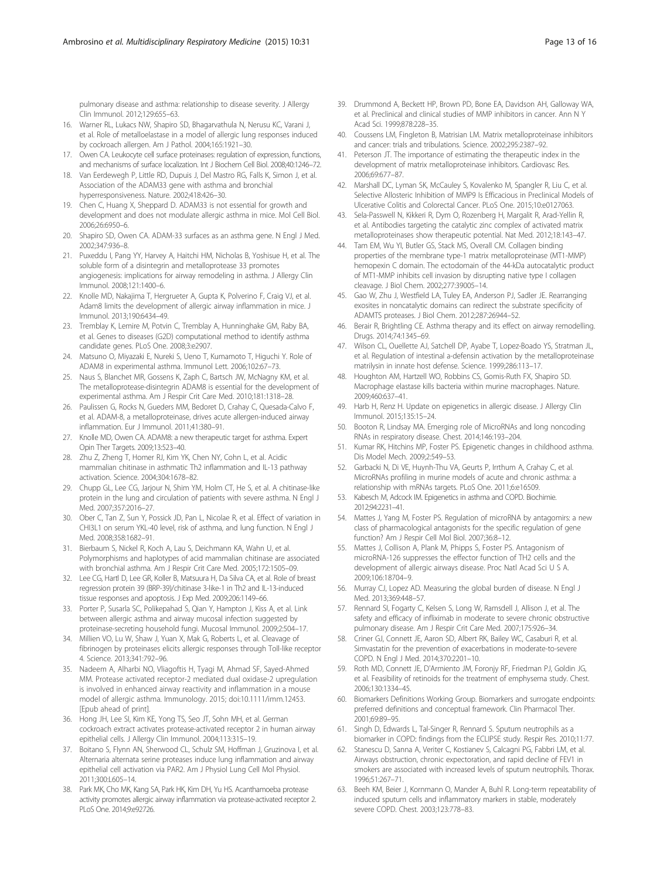pulmonary disease and asthma: relationship to disease severity. J Allergy Clin Immunol. 2012;129:655–63.

16. Warner RL, Lukacs NW, Shapiro SD, Bhagarvathula N, Nerusu KC, Varani J, et al. Role of metalloelastase in a model of allergic lung responses induced by cockroach allergen. Am J Pathol. 2004;165:1921–30.
17. Owen CA. Leukocyte cell surface proteinases: regulation of expression, functions, and mechanisms of surface localization. Int J Biochem Cell Biol. 2008;40:1246–72.
18. Van Eerdewegh P, Little RD, Dupuis J, Del Mastro RG, Falls K, Simon J, et al. Association of the ADAM33 gene with asthma and bronchial hyperresponsiveness. Nature. 2002;418:426–30.
19. Chen C, Huang X, Sheppard D. ADAM33 is not essential for growth and development and does not modulate allergic asthma in mice. Mol Cell Biol. 2006;26:6950–6.
20. Shapiro SD, Owen CA. ADAM-33 surfaces as an asthma gene. N Engl J Med. 2002;347:936–8.
21. Puxeddu I, Pang YY, Harvey A, Haitchi HM, Nicholas B, Yoshisue H, et al. The soluble form of a disintegrin and metalloprotease 33 promotes angiogenesis: implications for airway remodeling in asthma. J Allergy Clin Immunol. 2008;121:1400–6.
22. Knolle MD, Nakajima T, Hergrueter A, Gupta K, Polverino F, Craig VJ, et al. Adam8 limits the development of allergic airway inflammation in mice. J Immunol. 2013;190:6434–49.
23. Tremblay K, Lemire M, Potvin C, Tremblay A, Hunninghake GM, Raby BA, et al. Genes to diseases (G2D) computational method to identify asthma candidate genes. PLoS One. 2008;3:e2907.
24. Matsuno O, Miyazaki E, Nureki S, Ueno T, Kumamoto T, Higuchi Y. Role of ADAM8 in experimental asthma. Immunol Lett. 2006;102:67–73.
25. Naus S, Blanchet MR, Gossens K, Zaph C, Bartsch JW, McNagny KM, et al. The metalloprotease-disintegrin ADAM8 is essential for the development of experimental asthma. Am J Respir Crit Care Med. 2010;181:1318–28.
26. Paulissen G, Rocks N, Gueders MM, Bedoret D, Crahay C, Quesada-Calvo F, et al. ADAM-8, a metalloproteinase, drives acute allergen-induced airway inflammation. Eur J Immunol. 2011;41:380–91.
27. Knolle MD, Owen CA. ADAM8: a new therapeutic target for asthma. Expert Opin Ther Targets. 2009;13:523–40.
28. Zhu Z, Zheng T, Homer RJ, Kim YK, Chen NY, Cohn L, et al. Acidic mammalian chitinase in asthmatic Th2 inflammation and IL-13 pathway activation. Science. 2004;304:1678–82.
29. Chupp GL, Lee CG, Jarjour N, Shim YM, Holm CT, He S, et al. A chitinase-like protein in the lung and circulation of patients with severe asthma. N Engl J Med. 2007;357:2016–27.
30. Ober C, Tan Z, Sun Y, Possick JD, Pan L, Nicolae R, et al. Effect of variation in CHI3L1 on serum YKL-40 level, risk of asthma, and lung function. N Engl J Med. 2008;358:1682–91.
31. Bierbaum S, Nickel R, Koch A, Lau S, Deichmann KA, Wahn U, et al. Polymorphisms and haplotypes of acid mammalian chitinase are associated with bronchial asthma. Am J Respir Crit Care Med. 2005;172:1505–09.
32. Lee CG, Hartl D, Lee GR, Koller B, Matsuura H, Da Silva CA, et al. Role of breast regression protein 39 (BRP-39)/chitinase 3-like-1 in Th2 and IL-13-induced tissue responses and apoptosis. J Exp Med. 2009;206:1149–66.
33. Porter P, Susarla SC, Polikepahad S, Qian Y, Hampton J, Kiss A, et al. Link between allergic asthma and airway mucosal infection suggested by proteinase-secreting household fungi. Mucosal Immunol. 2009;2:504–17.
34. Millien VO, Lu W, Shaw J, Yuan X, Mak G, Roberts L, et al. Cleavage of fibrinogen by proteinases elicits allergic responses through Toll-like receptor 4. Science. 2013;341:792–96.
35. Nadeem A, Alharbi NO, Vliagoftis H, Tyagi M, Ahmad SF, Sayed-Ahmed MM. Protease activated receptor-2 mediated dual oxidase-2 upregulation is involved in enhanced airway reactivity and inflammation in a mouse model of allergic asthma. Immunology. 2015; doi:10.1111/imm.12453. [Epub ahead of print].
36. Hong JH, Lee SI, Kim KE, Yong TS, Seo JT, Sohn MH, et al. German cockroach extract activates protease-activated receptor 2 in human airway epithelial cells. J Allergy Clin Immunol. 2004;113:315–19.
37. Boitano S, Flynn AN, Sherwood CL, Schulz SM, Hoffman J, Gruzinova I, et al. Alternaria alternata serine proteases induce lung inflammation and airway epithelial cell activation via PAR2. Am J Physiol Lung Cell Mol Physiol. 2011;300:L605–14.
38. Park MK, Cho MK, Kang SA, Park HK, Kim DH, Yu HS. Acanthamoeba protease activity promotes allergic airway inflammation via protease-activated receptor 2. PLoS One. 2014;9:e92726.
39. Drummond A, Beckett HP, Brown PD, Bone EA, Davidson AH, Galloway WA, et al. Preclinical and clinical studies of MMP inhibitors in cancer. Ann N Y Acad Sci. 1999;878:228–35.
40. Coussens LM, Fingleton B, Matrisian LM. Matrix metalloproteinase inhibitors and cancer: trials and tribulations. Science. 2002;295:2387–92.
41. Peterson JT. The importance of estimating the therapeutic index in the development of matrix metalloproteinase inhibitors. Cardiovasc Res. 2006;69:677–87.
42. Marshall DC, Lyman SK, McCauley S, Kovalenko M, Spangler R, Liu C, et al. Selective Allosteric Inhibition of MMP9 Is Efficacious in Preclinical Models of Ulcerative Colitis and Colorectal Cancer. PLoS One. 2015;10:e0127063.
43. Sela-Passwell N, Kikkeri R, Dym O, Rozenberg H, Margalit R, Arad-Yellin R, et al. Antibodies targeting the catalytic zinc complex of activated matrix metalloproteinases show therapeutic potential. Nat Med. 2012;18:143–47.
44. Tam EM, Wu YI, Butler GS, Stack MS, Overall CM. Collagen binding properties of the membrane type-1 matrix metalloproteinase (MT1-MMP) hemopexin C domain. The ectodomain of the 44-kDa autocatalytic product of MT1-MMP inhibits cell invasion by disrupting native type I collagen cleavage. J Biol Chem. 2002;277:39005–14.
45. Gao W, Zhu J, Westfield LA, Tuley EA, Anderson PJ, Sadler JE. Rearranging exosites in noncatalytic domains can redirect the substrate specificity of ADAMTS proteases. J Biol Chem. 2012;287:26944–52.
46. Berair R, Brightling CE. Asthma therapy and its effect on airway remodelling. Drugs. 2014;74:1345–69.
47. Wilson CL, Ouellette AJ, Satchell DP, Ayabe T, Lopez-Boado YS, Stratman JL, et al. Regulation of intestinal a-defensin activation by the metalloproteinase matrilysin in innate host defense. Science. 1999;286:113–17.
48. Houghton AM, Hartzell WO, Robbins CS, Gomis-Ruth FX, Shapiro SD. Macrophage elastase kills bacteria within murine macrophages. Nature. 2009;460:637–41.
49. Harb H, Renz H. Update on epigenetics in allergic disease. J Allergy Clin Immunol. 2015;135:15–24.
50. Booton R, Lindsay MA. Emerging role of MicroRNAs and long noncoding RNAs in respiratory disease. Chest. 2014;146:193–204.
51. Kumar RK, Hitchins MP, Foster PS. Epigenetic changes in childhood asthma. Dis Model Mech. 2009;2:549–53.
52. Garbacki N, Di VE, Huynh-Thu VA, Geurts P, Irrthum A, Crahay C, et al. MicroRNAs profiling in murine models of acute and chronic asthma: a relationship with mRNAs targets. PLoS One. 2011;6:e16509.
53. Kabesch M, Adcock IM. Epigenetics in asthma and COPD. Biochimie. 2012;94:2231–41.
54. Mattes J, Yang M, Foster PS. Regulation of microRNA by antagomirs: a new class of pharmacological antagonists for the specific regulation of gene function? Am J Respir Cell Mol Biol. 2007;36:8–12.
55. Mattes J, Collison A, Plank M, Phipps S, Foster PS. Antagonism of microRNA-126 suppresses the effector function of TH2 cells and the development of allergic airways disease. Proc Natl Acad Sci U S A. 2009;106:18704–9.
56. Murray CJ, Lopez AD. Measuring the global burden of disease. N Engl J Med. 2013;369:448–57.
57. Rennard SI, Fogarty C, Kelsen S, Long W, Ramsdell J, Allison J, et al. The safety and efficacy of infliximab in moderate to severe chronic obstructive pulmonary disease. Am J Respir Crit Care Med. 2007;175:926–34.
58. Criner GJ, Connett JE, Aaron SD, Albert RK, Bailey WC, Casaburi R, et al. Simvastatin for the prevention of exacerbations in moderate-to-severe COPD. N Engl J Med. 2014;370:2201–10.
59. Roth MD, Connett JE, D'Armiento JM, Foronjy RF, Friedman PJ, Goldin JG, et al. Feasibility of retinoids for the treatment of emphysema study. Chest. 2006;130:1334–45.
60. Biomarkers Definitions Working Group. Biomarkers and surrogate endpoints: preferred definitions and conceptual framework. Clin Pharmacol Ther. 2001;69:89–95.
61. Singh D, Edwards L, Tal-Singer R, Rennard S. Sputum neutrophils as a biomarker in COPD: findings from the ECLIPSE study. Respir Res. 2010;11:77.
62. Stanescu D, Sanna A, Veriter C, Kostianev S, Calcagni PG, Fabbri LM, et al. Airways obstruction, chronic expectoration, and rapid decline of FEV1 in smokers are associated with increased levels of sputum neutrophils. Thorax. 1996;51:267–71.
63. Beeh KM, Beier J, Kornmann O, Mander A, Buhl R. Long-term repeatability of induced sputum cells and inflammatory markers in stable, moderately severe COPD. Chest. 2003;123:778–83.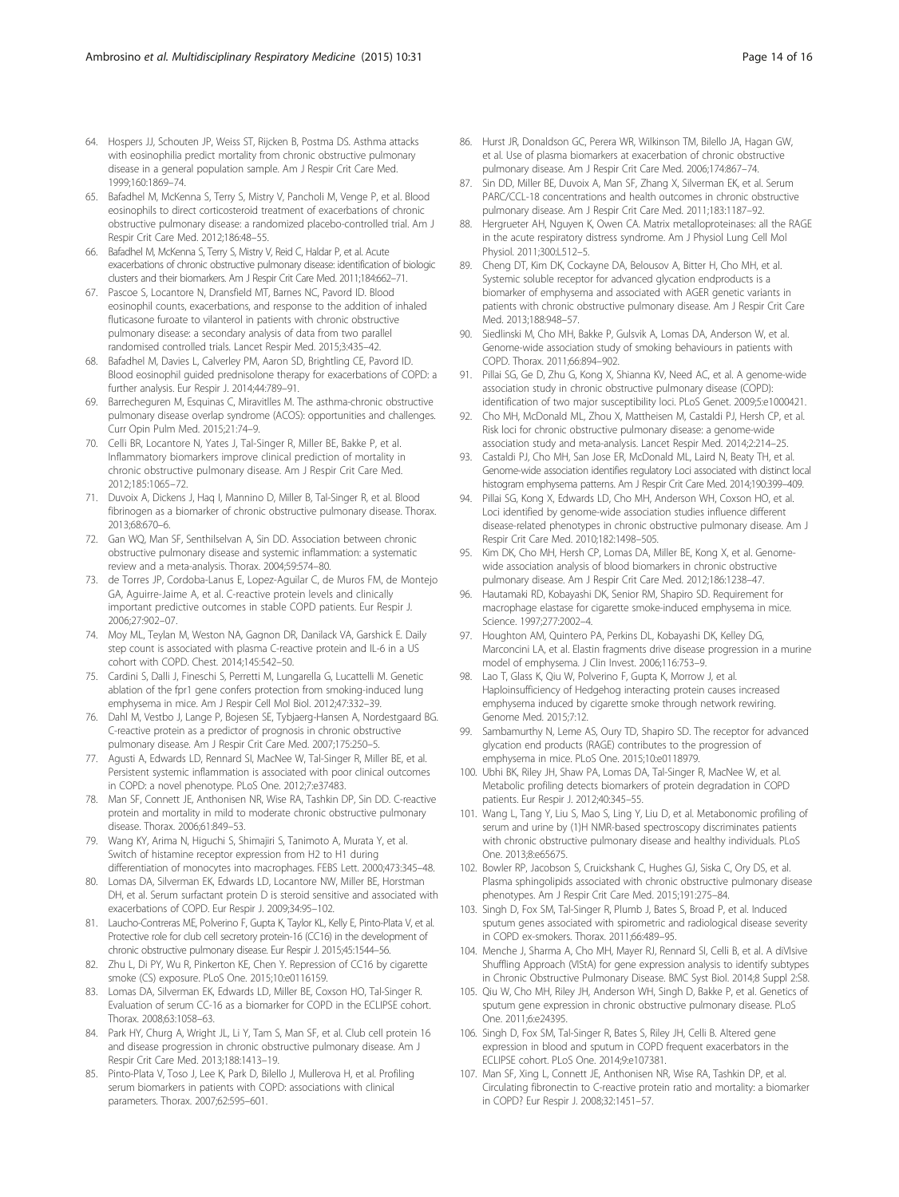64. Hospers JJ, Schouten JP, Weiss ST, Rijcken B, Postma DS. Asthma attacks with eosinophilia predict mortality from chronic obstructive pulmonary disease in a general population sample. Am J Respir Crit Care Med. 1999;160:1869–74.
65. Bafadhel M, McKenna S, Terry S, Mistry V, Pancholi M, Venge P, et al. Blood eosinophils to direct corticosteroid treatment of exacerbations of chronic obstructive pulmonary disease: a randomized placebo-controlled trial. Am J Respir Crit Care Med. 2012;186:48–55.
66. Bafadhel M, McKenna S, Terry S, Mistry V, Reid C, Haldar P, et al. Acute exacerbations of chronic obstructive pulmonary disease: identification of biologic clusters and their biomarkers. Am J Respir Crit Care Med. 2011;184:662–71.
67. Pascoe S, Locantore N, Dransfield MT, Barnes NC, Pavord ID. Blood eosinophil counts, exacerbations, and response to the addition of inhaled fluticasone furoate to vilanterol in patients with chronic obstructive pulmonary disease: a secondary analysis of data from two parallel randomised controlled trials. Lancet Respir Med. 2015;3:435–42.
68. Bafadhel M, Davies L, Calverley PM, Aaron SD, Brightling CE, Pavord ID. Blood eosinophil guided prednisolone therapy for exacerbations of COPD: a further analysis. Eur Respir J. 2014;44:789–91.
69. Barrecheguren M, Esquinas C, Miravitlles M. The asthma-chronic obstructive pulmonary disease overlap syndrome (ACOS): opportunities and challenges. Curr Opin Pulm Med. 2015;21:74–9.
70. Celli BR, Locantore N, Yates J, Tal-Singer R, Miller BE, Bakke P, et al. Inflammatory biomarkers improve clinical prediction of mortality in chronic obstructive pulmonary disease. Am J Respir Crit Care Med. 2012;185:1065–72.
71. Duvoix A, Dickens J, Haq I, Mannino D, Miller B, Tal-Singer R, et al. Blood fibrinogen as a biomarker of chronic obstructive pulmonary disease. Thorax. 2013;68:670–6.
72. Gan WQ, Man SF, Senthilselvan A, Sin DD. Association between chronic obstructive pulmonary disease and systemic inflammation: a systematic review and a meta-analysis. Thorax. 2004;59:574–80.
73. de Torres JP, Cordoba-Lanus E, Lopez-Aguilar C, de Muros FM, de Montejo GA, Aguirre-Jaime A, et al. C-reactive protein levels and clinically important predictive outcomes in stable COPD patients. Eur Respir J. 2006;27:902–07.
74. Moy ML, Teylan M, Weston NA, Gagnon DR, Danilack VA, Garshick E. Daily step count is associated with plasma C-reactive protein and IL-6 in a US cohort with COPD. Chest. 2014;145:542–50.
75. Cardini S, Dalli J, Fineschi S, Perretti M, Lungarella G, Lucattelli M. Genetic ablation of the fpr1 gene confers protection from smoking-induced lung emphysema in mice. Am J Respir Cell Mol Biol. 2012;47:332–39.
76. Dahl M, Vestbo J, Lange P, Bojesen SE, Tybjaerg-Hansen A, Nordestgaard BG. C-reactive protein as a predictor of prognosis in chronic obstructive pulmonary disease. Am J Respir Crit Care Med. 2007;175:250–5.
77. Agusti A, Edwards LD, Rennard SI, MacNee W, Tal-Singer R, Miller BE, et al. Persistent systemic inflammation is associated with poor clinical outcomes in COPD: a novel phenotype. PLoS One. 2012;7:e37483.
78. Man SF, Connett JE, Anthonisen NR, Wise RA, Tashkin DP, Sin DD. C-reactive protein and mortality in mild to moderate chronic obstructive pulmonary disease. Thorax. 2006;61:849–53.
79. Wang KY, Arima N, Higuchi S, Shimajiri S, Tanimoto A, Murata Y, et al. Switch of histamine receptor expression from H2 to H1 during differentiation of monocytes into macrophages. FEBS Lett. 2000;473:345–48.
80. Lomas DA, Silverman EK, Edwards LD, Locantore NW, Miller BE, Horstman DH, et al. Serum surfactant protein D is steroid sensitive and associated with exacerbations of COPD. Eur Respir J. 2009;34:95–102.
81. Laucho-Contreras ME, Polverino F, Gupta K, Taylor KL, Kelly E, Pinto-Plata V, et al. Protective role for club cell secretory protein-16 (CC16) in the development of chronic obstructive pulmonary disease. Eur Respir J. 2015;45:1544–56.
82. Zhu L, Di PY, Wu R, Pinkerton KE, Chen Y. Repression of CC16 by cigarette smoke (CS) exposure. PLoS One. 2015;10:e0116159.
83. Lomas DA, Silverman EK, Edwards LD, Miller BE, Coxson HO, Tal-Singer R. Evaluation of serum CC-16 as a biomarker for COPD in the ECLIPSE cohort. Thorax. 2008;63:1058–63.
84. Park HY, Churg A, Wright JL, Li Y, Tam S, Man SF, et al. Club cell protein 16 and disease progression in chronic obstructive pulmonary disease. Am J Respir Crit Care Med. 2013;188:1413–19.
85. Pinto-Plata V, Toso J, Lee K, Park D, Bilello J, Mullerova H, et al. Profiling serum biomarkers in patients with COPD: associations with clinical parameters. Thorax. 2007;62:595–601.
86. Hurst JR, Donaldson GC, Perera WR, Wilkinson TM, Bilello JA, Hagan GW, et al. Use of plasma biomarkers at exacerbation of chronic obstructive pulmonary disease. Am J Respir Crit Care Med. 2006;174:867–74.
87. Sin DD, Miller BE, Duvoix A, Man SF, Zhang X, Silverman EK, et al. Serum PARC/CCL-18 concentrations and health outcomes in chronic obstructive pulmonary disease. Am J Respir Crit Care Med. 2011;183:1187–92.
88. Hergrueter AH, Nguyen K, Owen CA. Matrix metalloproteinases: all the RAGE in the acute respiratory distress syndrome. Am J Physiol Lung Cell Mol Physiol. 2011;300:L512–5.
89. Cheng DT, Kim DK, Cockayne DA, Belousov A, Bitter H, Cho MH, et al. Systemic soluble receptor for advanced glycation endproducts is a biomarker of emphysema and associated with AGER genetic variants in patients with chronic obstructive pulmonary disease. Am J Respir Crit Care Med. 2013;188:948–57.
90. Siedlinski M, Cho MH, Bakke P, Gulsvik A, Lomas DA, Anderson W, et al. Genome-wide association study of smoking behaviours in patients with COPD. Thorax. 2011;66:894–902.
91. Pillai SG, Ge D, Zhu G, Kong X, Shianna KV, Need AC, et al. A genome-wide association study in chronic obstructive pulmonary disease (COPD): identification of two major susceptibility loci. PLoS Genet. 2009;5:e1000421.
92. Cho MH, McDonald ML, Zhou X, Mattheisen M, Castaldi PJ, Hersh CP, et al. Risk loci for chronic obstructive pulmonary disease: a genome-wide association study and meta-analysis. Lancet Respir Med. 2014;2:214–25.
93. Castaldi PJ, Cho MH, San Jose ER, McDonald ML, Laird N, Beaty TH, et al. Genome-wide association identifies regulatory Loci associated with distinct local histogram emphysema patterns. Am J Respir Crit Care Med. 2014;190:399–409.
94. Pillai SG, Kong X, Edwards LD, Cho MH, Anderson WH, Coxson HO, et al. Loci identified by genome-wide association studies influence different disease-related phenotypes in chronic obstructive pulmonary disease. Am J Respir Crit Care Med. 2010;182:1498–505.
95. Kim DK, Cho MH, Hersh CP, Lomas DA, Miller BE, Kong X, et al. Genome-wide association analysis of blood biomarkers in chronic obstructive pulmonary disease. Am J Respir Crit Care Med. 2012;186:1238–47.
96. Hautamaki RD, Kobayashi DK, Senior RM, Shapiro SD. Requirement for macrophage elastase for cigarette smoke-induced emphysema in mice. Science. 1997;277:2002–4.
97. Houghton AM, Quintero PA, Perkins DL, Kobayashi DK, Kelley DG, Marconcini LA, et al. Elastin fragments drive disease progression in a murine model of emphysema. J Clin Invest. 2006;116:753–9.
98. Lao T, Glass K, Qiu W, Polverino F, Gupta K, Morrow J, et al. Haploinsufficiency of Hedgehog interacting protein causes increased emphysema induced by cigarette smoke through network rewiring. Genome Med. 2015;7:12.
99. Sambamurthy N, Leme AS, Oury TD, Shapiro SD. The receptor for advanced glycation end products (RAGE) contributes to the progression of emphysema in mice. PLoS One. 2015;10:e0118979.
100. Ubhi BK, Riley JH, Shaw PA, Lomas DA, Tal-Singer R, MacNee W, et al. Metabolic profiling detects biomarkers of protein degradation in COPD patients. Eur Respir J. 2012;40:345–55.
101. Wang L, Tang Y, Liu S, Mao S, Ling Y, Liu D, et al. Metabonomic profiling of serum and urine by (1)H NMR-based spectroscopy discriminates patients with chronic obstructive pulmonary disease and healthy individuals. PLoS One. 2013;8:e65675.
102. Bowler RP, Jacobson S, Cruickshank C, Hughes GJ, Siska C, Ory DS, et al. Plasma sphingolipids associated with chronic obstructive pulmonary disease phenotypes. Am J Respir Crit Care Med. 2015;191:275–84.
103. Singh D, Fox SM, Tal-Singer R, Plumb J, Bates S, Broad P, et al. Induced sputum genes associated with spirometric and radiological disease severity in COPD ex-smokers. Thorax. 2011;66:489–95.
104. Menche J, Sharma A, Cho MH, Mayer RJ, Rennard SI, Celli B, et al. A diVIsive Shuffling Approach (VIStA) for gene expression analysis to identify subtypes in Chronic Obstructive Pulmonary Disease. BMC Syst Biol. 2014;8 Suppl 2:S8.
105. Qiu W, Cho MH, Riley JH, Anderson WH, Singh D, Bakke P, et al. Genetics of sputum gene expression in chronic obstructive pulmonary disease. PLoS One. 2011;6:e24395.
106. Singh D, Fox SM, Tal-Singer R, Bates S, Riley JH, Celli B. Altered gene expression in blood and sputum in COPD frequent exacerbators in the ECLIPSE cohort. PLoS One. 2014;9:e107381.
107. Man SF, Xing L, Connett JE, Anthonisen NR, Wise RA, Tashkin DP, et al. Circulating fibronectin to C-reactive protein ratio and mortality: a biomarker in COPD? Eur Respir J. 2008;32:1451–57.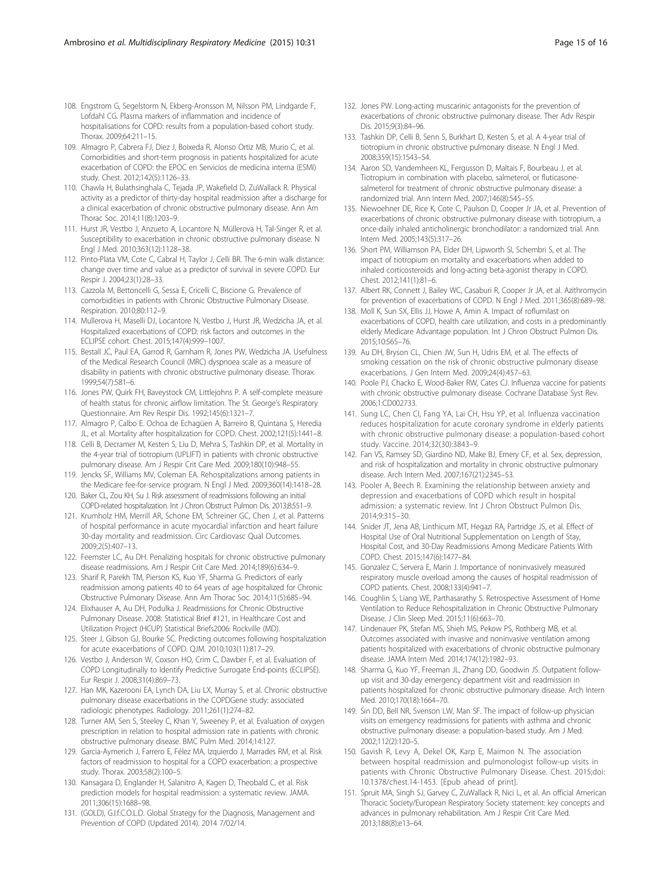108. Engstrom G, Segelstorm N, Ekberg-Aronsson M, Nilsson PM, Lindgarde F, Lofdahl CG. Plasma markers of inflammation and incidence of hospitalisations for COPD: results from a population-based cohort study. Thorax. 2009;64:211–15.
109. Almagro P, Cabrera FJ, Diez J, Boixeda R, Alonso Ortiz MB, Murio C, et al. Comorbidities and short-term prognosis in patients hospitalized for acute exacerbation of COPD: the EPOC en Servicios de medicina interna (ESMI) study. Chest. 2012;142(5):1126–33.
110. Chawla H, Bulathsinghala C, Tejada JP, Wakefield D, ZuWallack R. Physical activity as a predictor of thirty-day hospital readmission after a discharge for a clinical exacerbation of chronic obstructive pulmonary disease. Ann Am Thorac Soc. 2014;11(8):1203–9.
111. Hurst JR, Vestbo J, Anzueto A, Locantore N, Müllerova H, Tal-Singer R, et al. Susceptibility to exacerbation in chronic obstructive pulmonary disease. N Engl J Med. 2010;363(12):1128–38.
112. Pinto-Plata VM, Cote C, Cabral H, Taylor J, Celli BR. The 6-min walk distance: change over time and value as a predictor of survival in severe COPD. Eur Respir J. 2004;23(1):28–33.
113. Cazzola M, Bettoncelli G, Sessa E, Cricelli C, Biscione G. Prevalence of comorbidities in patients with Chronic Obstructive Pulmonary Disease. Respiration. 2010;80:112–9.
114. Mullerova H, Maselli DJ, Locantore N, Vestbo J, Hurst JR, Wedzicha JA, et al. Hospitalized exacerbations of COPD: risk factors and outcomes in the ECLIPSE cohort. Chest. 2015;147(4):999–1007.
115. Bestall JC, Paul EA, Garrod R, Garnham R, Jones PW, Wedzicha JA. Usefulness of the Medical Research Council (MRC) dyspnoea scale as a measure of disability in patients with chronic obstructive pulmonary disease. Thorax. 1999;54(7):581–6.
116. Jones PW, Quirk FH, Baveystock CM, Littlejohns P. A self-complete measure of health status for chronic airflow limitation. The St. George's Respiratory Questionnaire. Am Rev Respir Dis. 1992;145(6):1321–7.
117. Almagro P, Calbo E. Ochoa de Echagüen A, Barreiro B, Quintana S, Heredia JL, et al. Mortality after hospitalization for COPD. Chest. 2002;121(5):1441–8.
118. Celli B, Decramer M, Kesten S, Liu D, Mehra S, Tashkin DP, et al. Mortality in the 4-year trial of tiotropium (UPLIFT) in patients with chronic obstructive pulmonary disease. Am J Respir Crit Care Med. 2009;180(10):948–55.
119. Jencks SF, Williams MV, Coleman EA. Rehospitalizations among patients in the Medicare fee-for-service program. N Engl J Med. 2009;360(14):1418–28.
120. Baker CL, Zou KH, Su J. Risk assessment of readmissions following an initial COPD-related hospitalization. Int J Chron Obstruct Pulmon Dis. 2013;8:551–9.
121. Krumholz HM, Merrill AR, Schone EM, Schreiner GC, Chen J, et al. Patterns of hospital performance in acute myocardial infarction and heart failure 30-day mortality and readmission. Circ Cardiovasc Qual Outcomes. 2009;2(5):407–13.
122. Feemster LC, Au DH. Penalizing hospitals for chronic obstructive pulmonary disease readmissions. Am J Respir Crit Care Med. 2014;189(6):634–9.
123. Sharif R, Parekh TM, Pierson KS, Kuo YF, Sharma G. Predictors of early readmission among patients 40 to 64 years of age hospitalized for Chronic Obstructive Pulmonary Disease. Ann Am Thorac Soc. 2014;11(5):685–94.
124. Elixhauser A, Au DH, Podulka J. Readmissions for Chronic Obstructive Pulmonary Disease. 2008: Statistical Brief #121, in Healthcare Cost and Utilization Project (HCUP) Statistical Briefs2006: Rockville (MD).
125. Steer J, Gibson GJ, Bourke SC. Predicting outcomes following hospitalization for acute exacerbations of COPD. QJM. 2010;103(11):817–29.
126. Vestbo J, Anderson W, Coxson HO, Crim C, Dawber F, et al. Evaluation of COPD Longitudinally to Identify Predictive Surrogate End-points (ECLIPSE). Eur Respir J. 2008;31(4):869–73.
127. Han MK, Kazerooni EA, Lynch DA, Liu LX, Murray S, et al. Chronic obstructive pulmonary disease exacerbations in the COPDGene study: associated radiologic phenotypes. Radiology. 2011;261(1):274–82.
128. Turner AM, Sen S, Steeley C, Khan Y, Sweeney P, et al. Evaluation of oxygen prescription in relation to hospital admission rate in patients with chronic obstructive pulmonary disease. BMC Pulm Med. 2014;14:127.
129. Garcia-Aymerich J, Farrero E, Félez MA, Izquierdo J, Marrades RM, et al. Risk factors of readmission to hospital for a COPD exacerbation: a prospective study. Thorax. 2003;58(2):100–5.
130. Kansagara D, Englander H, Salanitro A, Kagen D, Theobald C, et al. Risk prediction models for hospital readmission: a systematic review. JAMA. 2011;306(15):1688–98.
131. (GOLD), G.I.f.C.O.L.D. Global Strategy for the Diagnosis, Management and Prevention of COPD (Updated 2014). 2014 7/02/14.
132. Jones PW. Long-acting muscarinic antagonists for the prevention of exacerbations of chronic obstructive pulmonary disease. Ther Adv Respir Dis. 2015;9(3):84–96.
133. Tashkin DP, Celli B, Senn S, Burkhart D, Kesten S, et al. A 4-year trial of tiotropium in chronic obstructive pulmonary disease. N Engl J Med. 2008;359(15):1543–54.
134. Aaron SD, Vandemheen KL, Fergusson D, Maltais F, Bourbeau J, et al. Tiotropium in combination with placebo, salmeterol, or fluticasone-salmeterol for treatment of chronic obstructive pulmonary disease: a randomized trial. Ann Intern Med. 2007;146(8):545–55.
135. Niewoehner DE, Rice K, Cote C, Paulson D, Cooper Jr JA, et al. Prevention of exacerbations of chronic obstructive pulmonary disease with tiotropium, a once-daily inhaled anticholinergic bronchodilator: a randomized trial. Ann Intern Med. 2005;143(5):317–26.
136. Short PM, Williamson PA, Elder DH, Lipworth SI, Schembri S, et al. The impact of tiotropium on mortality and exacerbations when added to inhaled corticosteroids and long-acting beta-agonist therapy in COPD. Chest. 2012;141(1):81–6.
137. Albert RK, Connett J, Bailey WC, Casaburi R, Cooper Jr JA, et al. Azithromycin for prevention of exacerbations of COPD. N Engl J Med. 2011;365(8):689–98.
138. Moll K, Sun SX, Ellis JJ, Howe A, Amin A. Impact of roflumilast on exacerbations of COPD, health care utilization, and costs in a predominantly elderly Medicare Advantage population. Int J Chron Obstruct Pulmon Dis. 2015;10:565–76.
139. Au DH, Bryson CL, Chien JW, Sun H, Udris EM, et al. The effects of smoking cessation on the risk of chronic obstructive pulmonary disease exacerbations. J Gen Intern Med. 2009;24(4):457–63.
140. Poole PJ, Chacko E, Wood-Baker RW, Cates CJ. Influenza vaccine for patients with chronic obstructive pulmonary disease. Cochrane Database Syst Rev. 2006;1:CD002733.
141. Sung LC, Chen CI, Fang YA, Lai CH, Hsu YP, et al. Influenza vaccination reduces hospitalization for acute coronary syndrome in elderly patients with chronic obstructive pulmonary disease: a population-based cohort study. Vaccine. 2014;32(30):3843–9.
142. Fan VS, Ramsey SD, Giardino ND, Make BJ, Emery CF, et al. Sex, depression, and risk of hospitalization and mortality in chronic obstructive pulmonary disease. Arch Intern Med. 2007;167(21):2345–53.
143. Pooler A, Beech R. Examining the relationship between anxiety and depression and exacerbations of COPD which result in hospital admission: a systematic review. Int J Chron Obstruct Pulmon Dis. 2014;9:315–30.
144. Snider JT, Jena AB, Linthicum MT, Hegazi RA, Partridge JS, et al. Effect of Hospital Use of Oral Nutritional Supplementation on Length of Stay, Hospital Cost, and 30-Day Readmissions Among Medicare Patients With COPD. Chest. 2015;147(6):1477–84.
145. Gonzalez C, Servera E, Marin J. Importance of noninvasively measured respiratory muscle overload among the causes of hospital readmission of COPD patients. Chest. 2008;133(4):941–7.
146. Coughlin S, Liang WE, Parthasarathy S. Retrospective Assessment of Home Ventilation to Reduce Rehospitalization in Chronic Obstructive Pulmonary Disease. J Clin Sleep Med. 2015;11(6):663–70.
147. Lindenauer PK, Stefan MS, Shieh MS, Pekow PS, Rothberg MB, et al. Outcomes associated with invasive and noninvasive ventilation among patients hospitalized with exacerbations of chronic obstructive pulmonary disease. JAMA Intern Med. 2014;174(12):1982–93.
148. Sharma G, Kuo YF, Freeman JL, Zhang DD, Goodwin JS. Outpatient follow-up visit and 30-day emergency department visit and readmission in patients hospitalized for chronic obstructive pulmonary disease. Arch Intern Med. 2010;170(18):1664–70.
149. Sin DD, Bell NR, Svenson LW, Man SF. The impact of follow-up physician visits on emergency readmissions for patients with asthma and chronic obstructive pulmonary disease: a population-based study. Am J Med. 2002;112(2):120–5.
150. Gavish R, Levy A, Dekel OK, Karp E, Maimon N. The association between hospital readmission and pulmonologist follow-up visits in patients with Chronic Obstructive Pulmonary Disease. Chest. 2015;doi: 10.1378/chest.14-1453. [Epub ahead of print].
151. Spruit MA, Singh SJ, Garvey C, ZuWallack R, Nici L, et al. An official American Thoracic Society/European Respiratory Society statement: key concepts and advances in pulmonary rehabilitation. Am J Respir Crit Care Med. 2013;188(8):e13–64.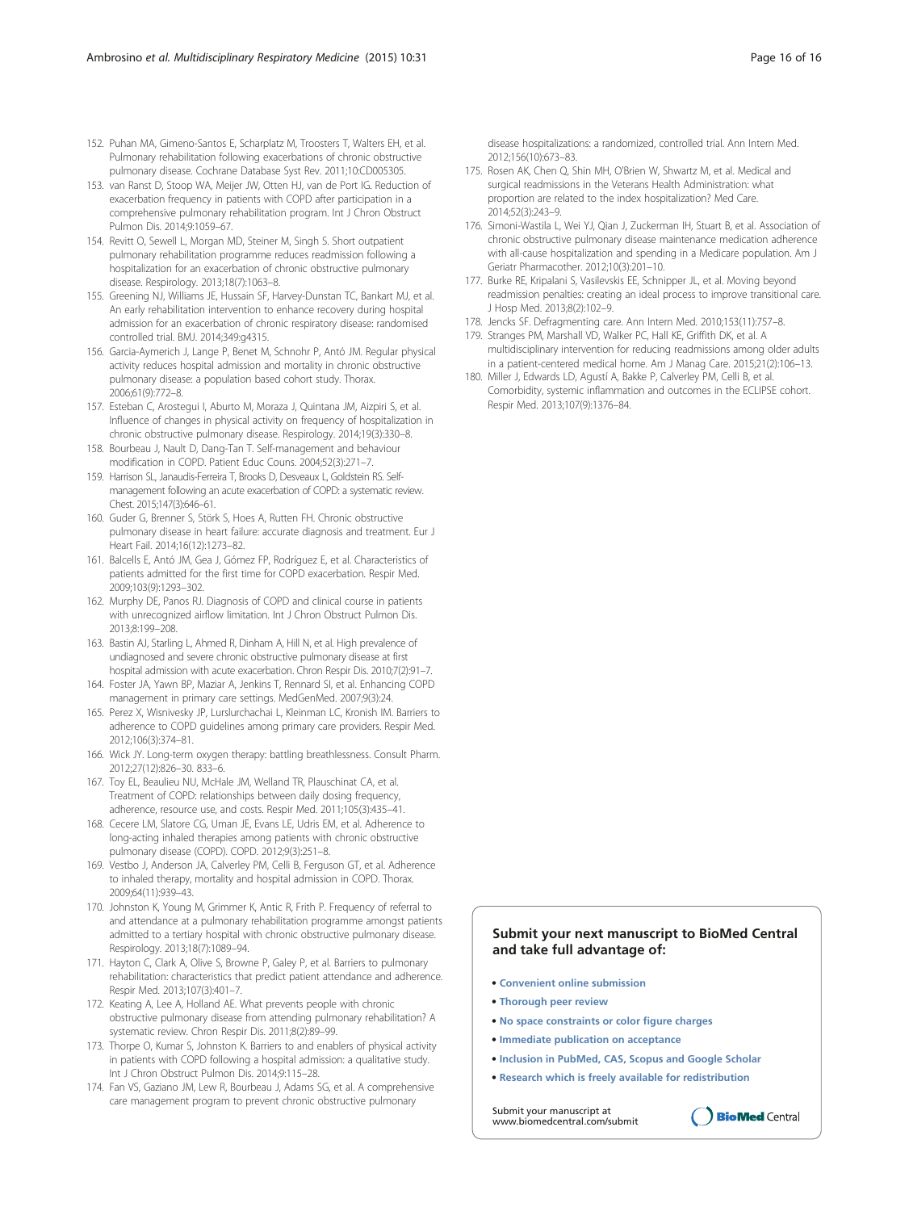152. Puhan MA, Gimeno-Santos E, Scharplatz M, Troosters T, Walters EH, et al. Pulmonary rehabilitation following exacerbations of chronic obstructive pulmonary disease. Cochrane Database Syst Rev. 2011;10:CD005305.
153. van Ranst D, Stoop WA, Meijer JW, Otten HJ, van de Port IG. Reduction of exacerbation frequency in patients with COPD after participation in a comprehensive pulmonary rehabilitation program. Int J Chron Obstruct Pulmon Dis. 2014;9:1059–67.
154. Revitt O, Sewell L, Morgan MD, Steiner M, Singh S. Short outpatient pulmonary rehabilitation programme reduces readmission following a hospitalization for an exacerbation of chronic obstructive pulmonary disease. Respirology. 2013;18(7):1063–8.
155. Greening NJ, Williams JE, Hussain SF, Harvey-Dunstan TC, Bankart MJ, et al. An early rehabilitation intervention to enhance recovery during hospital admission for an exacerbation of chronic respiratory disease: randomised controlled trial. BMJ. 2014;349:g4315.
156. Garcia-Aymerich J, Lange P, Benet M, Schnohr P, Antó JM. Regular physical activity reduces hospital admission and mortality in chronic obstructive pulmonary disease: a population based cohort study. Thorax. 2006;61(9):772–8.
157. Esteban C, Arostegui I, Aburto M, Moraza J, Quintana JM, Aizpiri S, et al. Influence of changes in physical activity on frequency of hospitalization in chronic obstructive pulmonary disease. Respirology. 2014;19(3):330–8.
158. Bourbeau J, Nault D, Dang-Tan T. Self-management and behaviour modification in COPD. Patient Educ Couns. 2004;52(3):271–7.
159. Harrison SL, Janaudis-Ferreira T, Brooks D, Desveaux L, Goldstein RS. Self-management following an acute exacerbation of COPD: a systematic review. Chest. 2015;147(3):646–61.
160. Guder G, Brenner S, Störk S, Hoes A, Rutten FH. Chronic obstructive pulmonary disease in heart failure: accurate diagnosis and treatment. Eur J Heart Fail. 2014;16(12):1273–82.
161. Balcells E, Antó JM, Gea J, Gómez FP, Rodríguez E, et al. Characteristics of patients admitted for the first time for COPD exacerbation. Respir Med. 2009;103(9):1293–302.
162. Murphy DE, Panos RJ. Diagnosis of COPD and clinical course in patients with unrecognized airflow limitation. Int J Chron Obstruct Pulmon Dis. 2013;8:199–208.
163. Bastin AJ, Starling L, Ahmed R, Dinham A, Hill N, et al. High prevalence of undiagnosed and severe chronic obstructive pulmonary disease at first hospital admission with acute exacerbation. Chron Respir Dis. 2010;7(2):91–7.
164. Foster JA, Yawn BP, Maziar A, Jenkins T, Rennard SI, et al. Enhancing COPD management in primary care settings. MedGenMed. 2007;9(3):24.
165. Perez X, Wisnivesky JP, Lurslurchachai L, Kleinman LC, Kronish IM. Barriers to adherence to COPD guidelines among primary care providers. Respir Med. 2012;106(3):374–81.
166. Wick JY. Long-term oxygen therapy: battling breathlessness. Consult Pharm. 2012;27(12):826–30. 833–6.
167. Toy EL, Beaulieu NU, McHale JM, Welland TR, Plauschinat CA, et al. Treatment of COPD: relationships between daily dosing frequency, adherence, resource use, and costs. Respir Med. 2011;105(3):435–41.
168. Cecere LM, Slatore CG, Uman JE, Evans LE, Udris EM, et al. Adherence to long-acting inhaled therapies among patients with chronic obstructive pulmonary disease (COPD). COPD. 2012;9(3):251–8.
169. Vestbo J, Anderson JA, Calverley PM, Celli B, Ferguson GT, et al. Adherence to inhaled therapy, mortality and hospital admission in COPD. Thorax. 2009;64(11):939–43.
170. Johnston K, Young M, Grimmer K, Antic R, Frith P. Frequency of referral to and attendance at a pulmonary rehabilitation programme amongst patients admitted to a tertiary hospital with chronic obstructive pulmonary disease. Respirology. 2013;18(7):1089–94.
171. Hayton C, Clark A, Olive S, Browne P, Galey P, et al. Barriers to pulmonary rehabilitation: characteristics that predict patient attendance and adherence. Respir Med. 2013;107(3):401–7.
172. Keating A, Lee A, Holland AE. What prevents people with chronic obstructive pulmonary disease from attending pulmonary rehabilitation? A systematic review. Chron Respir Dis. 2011;8(2):89–99.
173. Thorpe O, Kumar S, Johnston K. Barriers to and enablers of physical activity in patients with COPD following a hospital admission: a qualitative study. Int J Chron Obstruct Pulmon Dis. 2014;9:115–28.
174. Fan VS, Gaziano JM, Lew R, Bourbeau J, Adams SG, et al. A comprehensive care management program to prevent chronic obstructive pulmonary disease hospitalizations: a randomized, controlled trial. Ann Intern Med. 2012;156(10):673–83.
175. Rosen AK, Chen Q, Shin MH, O'Brien W, Shwartz M, et al. Medical and surgical readmissions in the Veterans Health Administration: what proportion are related to the index hospitalization? Med Care. 2014;52(3):243–9.
176. Simoni-Wastila L, Wei YJ, Qian J, Zuckerman IH, Stuart B, et al. Association of chronic obstructive pulmonary disease maintenance medication adherence with all-cause hospitalization and spending in a Medicare population. Am J Geriatr Pharmacother. 2012;10(3):201–10.
177. Burke RE, Kripalani S, Vasilevskis EE, Schnipper JL, et al. Moving beyond readmission penalties: creating an ideal process to improve transitional care. J Hosp Med. 2013;8(2):102–9.
178. Jencks SF. Defragmenting care. Ann Intern Med. 2010;153(11):757–8.
179. Stranges PM, Marshall VD, Walker PC, Hall KE, Griffith DK, et al. A multidisciplinary intervention for reducing readmissions among older adults in a patient-centered medical home. Am J Manag Care. 2015;21(2):106–13.
180. Miller J, Edwards LD, Agustí A, Bakke P, Calverley PM, Celli B, et al. Comorbidity, systemic inflammation and outcomes in the ECLIPSE cohort. Respir Med. 2013;107(9):1376–84.

**Submit your next manuscript to BioMed Central and take full advantage of:**

- Convenient online submission
- Thorough peer review
- No space constraints or color figure charges
- Immediate publication on acceptance
- Inclusion in PubMed, CAS, Scopus and Google Scholar
- Research which is freely available for redistribution

Submit your manuscript at
www.biomedcentral.com/submit

BioMed Central